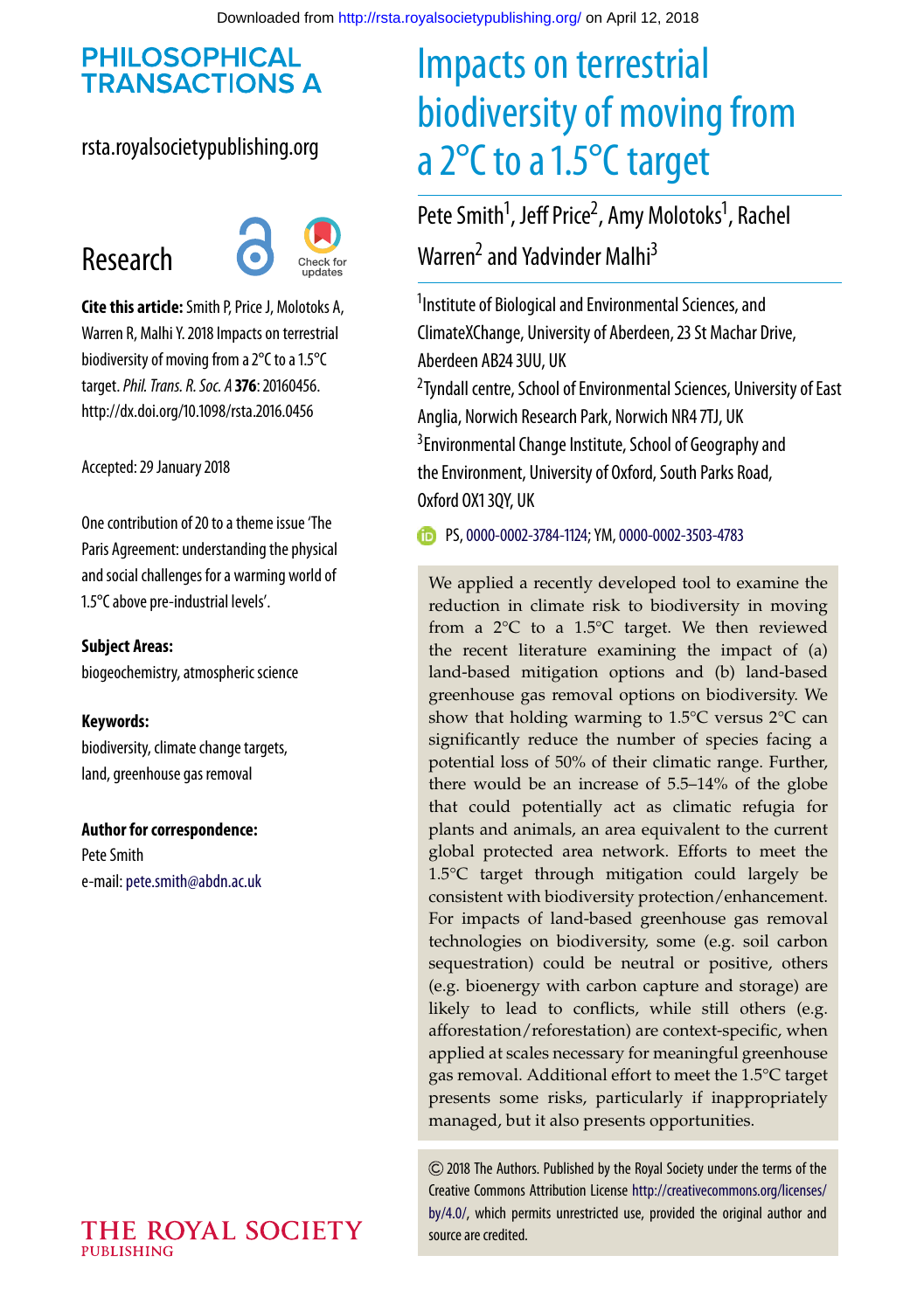PHILOSOPHICAL TRANSACTIONS A

rsta.royalsocietypublishing.org

Research

**Cite this article:** Smith P, Price J, Molotoks A, Warren R, Malhi Y. 2018 Impacts on terrestrial biodiversity of moving from a 2°C to a 1.5°C target. *Phil. Trans. R. Soc. A* **376**: 20160456. http://dx.doi.org/10.1098/rsta.2016.0456

Accepted: 29 January 2018

One contribution of 20 to a theme issue 'The Paris Agreement: understanding the physical and social challenges for a warming world of 1.5°C above pre-industrial levels'.

**Subject Areas:**
biogeochemistry, atmospheric science

**Keywords:**
biodiversity, climate change targets, land, greenhouse gas removal

**Author for correspondence:**
Pete Smith
e-mail: pete.smith@abdn.ac.uk

# Impacts on terrestrial biodiversity of moving from a 2°C to a 1.5°C target

Pete Smith[1], Jeff Price[2], Amy Molotoks[1], Rachel Warren[2] and Yadvinder Malhi[3]

[1]Institute of Biological and Environmental Sciences, and ClimateXChange, University of Aberdeen, 23 St Machar Drive, Aberdeen AB24 3UU, UK

[2]Tyndall centre, School of Environmental Sciences, University of East Anglia, Norwich Research Park, Norwich NR4 7TJ, UK

[3]Environmental Change Institute, School of Geography and the Environment, University of Oxford, South Parks Road, Oxford OX1 3QY, UK

PS, 0000-0002-3784-1124; YM, 0000-0002-3503-4783

We applied a recently developed tool to examine the reduction in climate risk to biodiversity in moving from a 2°C to a 1.5°C target. We then reviewed the recent literature examining the impact of (a) land-based mitigation options and (b) land-based greenhouse gas removal options on biodiversity. We show that holding warming to 1.5°C versus 2°C can significantly reduce the number of species facing a potential loss of 50% of their climatic range. Further, there would be an increase of 5.5–14% of the globe that could potentially act as climatic refugia for plants and animals, an area equivalent to the current global protected area network. Efforts to meet the 1.5°C target through mitigation could largely be consistent with biodiversity protection/enhancement. For impacts of land-based greenhouse gas removal technologies on biodiversity, some (e.g. soil carbon sequestration) could be neutral or positive, others (e.g. bioenergy with carbon capture and storage) are likely to lead to conflicts, while still others (e.g. afforestation/reforestation) are context-specific, when applied at scales necessary for meaningful greenhouse gas removal. Additional effort to meet the 1.5°C target presents some risks, particularly if inappropriately managed, but it also presents opportunities.

© 2018 The Authors. Published by the Royal Society under the terms of the Creative Commons Attribution License http://creativecommons.org/licenses/by/4.0/, which permits unrestricted use, provided the original author and source are credited.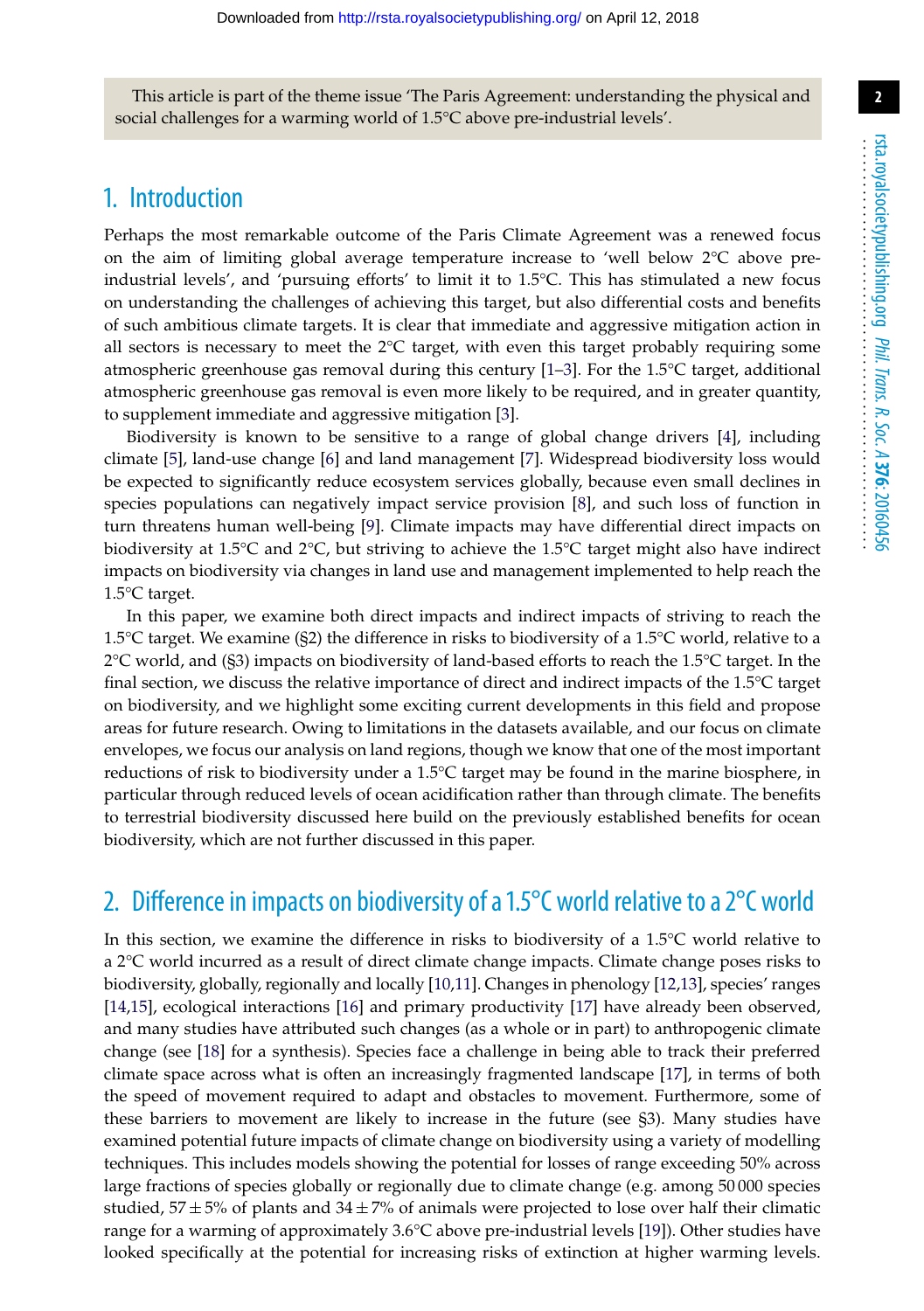This article is part of the theme issue 'The Paris Agreement: understanding the physical and social challenges for a warming world of 1.5°C above pre-industrial levels'.

## 1. Introduction

Perhaps the most remarkable outcome of the Paris Climate Agreement was a renewed focus on the aim of limiting global average temperature increase to 'well below 2°C above pre-industrial levels', and 'pursuing efforts' to limit it to 1.5°C. This has stimulated a new focus on understanding the challenges of achieving this target, but also differential costs and benefits of such ambitious climate targets. It is clear that immediate and aggressive mitigation action in all sectors is necessary to meet the 2°C target, with even this target probably requiring some atmospheric greenhouse gas removal during this century [1–3]. For the 1.5°C target, additional atmospheric greenhouse gas removal is even more likely to be required, and in greater quantity, to supplement immediate and aggressive mitigation [3].

Biodiversity is known to be sensitive to a range of global change drivers [4], including climate [5], land-use change [6] and land management [7]. Widespread biodiversity loss would be expected to significantly reduce ecosystem services globally, because even small declines in species populations can negatively impact service provision [8], and such loss of function in turn threatens human well-being [9]. Climate impacts may have differential direct impacts on biodiversity at 1.5°C and 2°C, but striving to achieve the 1.5°C target might also have indirect impacts on biodiversity via changes in land use and management implemented to help reach the 1.5°C target.

In this paper, we examine both direct impacts and indirect impacts of striving to reach the 1.5°C target. We examine (§2) the difference in risks to biodiversity of a 1.5°C world, relative to a 2°C world, and (§3) impacts on biodiversity of land-based efforts to reach the 1.5°C target. In the final section, we discuss the relative importance of direct and indirect impacts of the 1.5°C target on biodiversity, and we highlight some exciting current developments in this field and propose areas for future research. Owing to limitations in the datasets available, and our focus on climate envelopes, we focus our analysis on land regions, though we know that one of the most important reductions of risk to biodiversity under a 1.5°C target may be found in the marine biosphere, in particular through reduced levels of ocean acidification rather than through climate. The benefits to terrestrial biodiversity discussed here build on the previously established benefits for ocean biodiversity, which are not further discussed in this paper.

## 2. Difference in impacts on biodiversity of a 1.5°C world relative to a 2°C world

In this section, we examine the difference in risks to biodiversity of a 1.5°C world relative to a 2°C world incurred as a result of direct climate change impacts. Climate change poses risks to biodiversity, globally, regionally and locally [10,11]. Changes in phenology [12,13], species' ranges [14,15], ecological interactions [16] and primary productivity [17] have already been observed, and many studies have attributed such changes (as a whole or in part) to anthropogenic climate change (see [18] for a synthesis). Species face a challenge in being able to track their preferred climate space across what is often an increasingly fragmented landscape [17], in terms of both the speed of movement required to adapt and obstacles to movement. Furthermore, some of these barriers to movement are likely to increase in the future (see §3). Many studies have examined potential future impacts of climate change on biodiversity using a variety of modelling techniques. This includes models showing the potential for losses of range exceeding 50% across large fractions of species globally or regionally due to climate change (e.g. among 50 000 species studied, $57 \pm 5$% of plants and $34 \pm 7$% of animals were projected to lose over half their climatic range for a warming of approximately 3.6°C above pre-industrial levels [19]). Other studies have looked specifically at the potential for increasing risks of extinction at higher warming levels.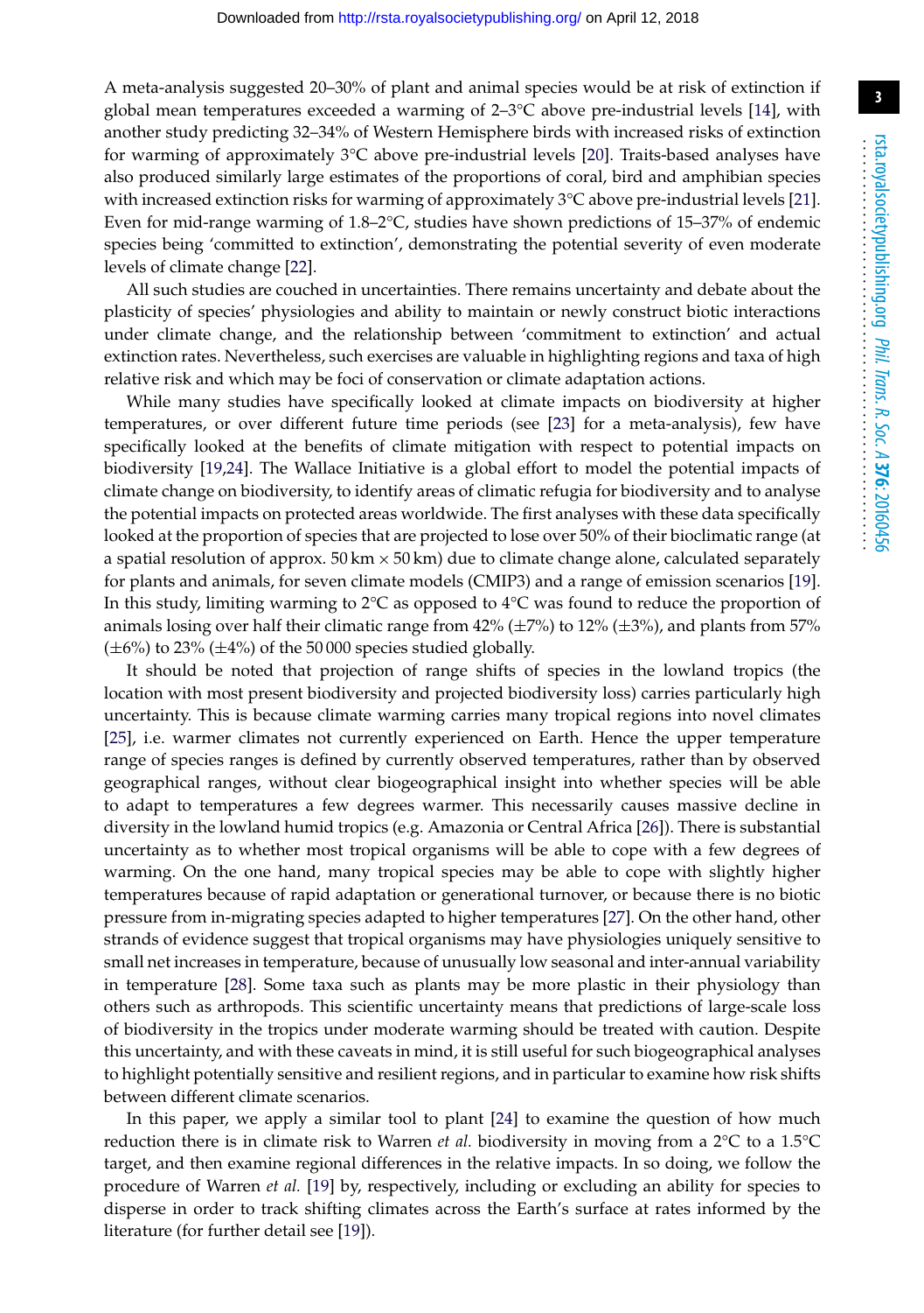A meta-analysis suggested 20–30% of plant and animal species would be at risk of extinction if global mean temperatures exceeded a warming of 2–3°C above pre-industrial levels [14], with another study predicting 32–34% of Western Hemisphere birds with increased risks of extinction for warming of approximately 3°C above pre-industrial levels [20]. Traits-based analyses have also produced similarly large estimates of the proportions of coral, bird and amphibian species with increased extinction risks for warming of approximately 3°C above pre-industrial levels [21]. Even for mid-range warming of 1.8–2°C, studies have shown predictions of 15–37% of endemic species being 'committed to extinction', demonstrating the potential severity of even moderate levels of climate change [22].

All such studies are couched in uncertainties. There remains uncertainty and debate about the plasticity of species' physiologies and ability to maintain or newly construct biotic interactions under climate change, and the relationship between 'commitment to extinction' and actual extinction rates. Nevertheless, such exercises are valuable in highlighting regions and taxa of high relative risk and which may be foci of conservation or climate adaptation actions.

While many studies have specifically looked at climate impacts on biodiversity at higher temperatures, or over different future time periods (see [23] for a meta-analysis), few have specifically looked at the benefits of climate mitigation with respect to potential impacts on biodiversity [19,24]. The Wallace Initiative is a global effort to model the potential impacts of climate change on biodiversity, to identify areas of climatic refugia for biodiversity and to analyse the potential impacts on protected areas worldwide. The first analyses with these data specifically looked at the proportion of species that are projected to lose over 50% of their bioclimatic range (at a spatial resolution of approx. 50 km × 50 km) due to climate change alone, calculated separately for plants and animals, for seven climate models (CMIP3) and a range of emission scenarios [19]. In this study, limiting warming to 2°C as opposed to 4°C was found to reduce the proportion of animals losing over half their climatic range from 42% (±7%) to 12% (±3%), and plants from 57% (±6%) to 23% (±4%) of the 50 000 species studied globally.

It should be noted that projection of range shifts of species in the lowland tropics (the location with most present biodiversity and projected biodiversity loss) carries particularly high uncertainty. This is because climate warming carries many tropical regions into novel climates [25], i.e. warmer climates not currently experienced on Earth. Hence the upper temperature range of species ranges is defined by currently observed temperatures, rather than by observed geographical ranges, without clear biogeographical insight into whether species will be able to adapt to temperatures a few degrees warmer. This necessarily causes massive decline in diversity in the lowland humid tropics (e.g. Amazonia or Central Africa [26]). There is substantial uncertainty as to whether most tropical organisms will be able to cope with a few degrees of warming. On the one hand, many tropical species may be able to cope with slightly higher temperatures because of rapid adaptation or generational turnover, or because there is no biotic pressure from in-migrating species adapted to higher temperatures [27]. On the other hand, other strands of evidence suggest that tropical organisms may have physiologies uniquely sensitive to small net increases in temperature, because of unusually low seasonal and inter-annual variability in temperature [28]. Some taxa such as plants may be more plastic in their physiology than others such as arthropods. This scientific uncertainty means that predictions of large-scale loss of biodiversity in the tropics under moderate warming should be treated with caution. Despite this uncertainty, and with these caveats in mind, it is still useful for such biogeographical analyses to highlight potentially sensitive and resilient regions, and in particular to examine how risk shifts between different climate scenarios.

In this paper, we apply a similar tool to plant [24] to examine the question of how much reduction there is in climate risk to Warren *et al.* biodiversity in moving from a 2°C to a 1.5°C target, and then examine regional differences in the relative impacts. In so doing, we follow the procedure of Warren *et al.* [19] by, respectively, including or excluding an ability for species to disperse in order to track shifting climates across the Earth's surface at rates informed by the literature (for further detail see [19]).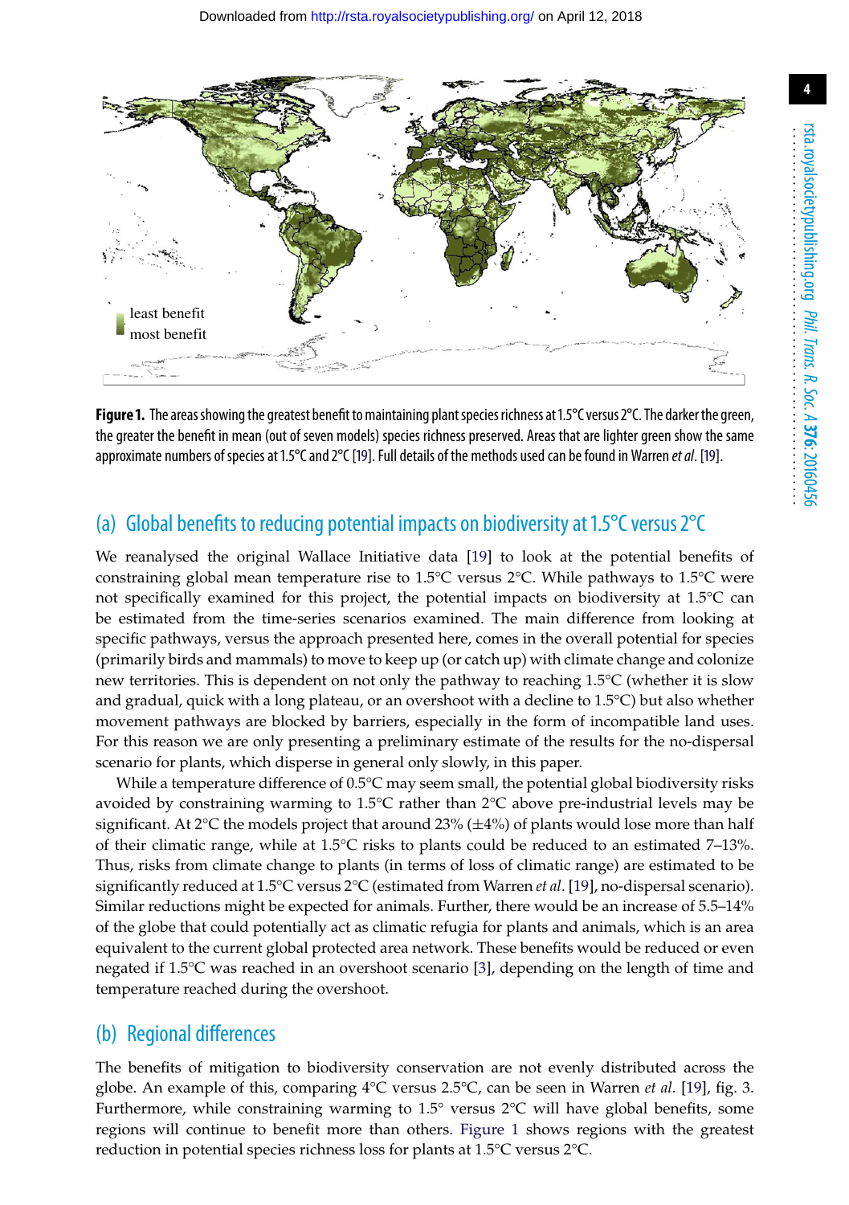least benefit
most benefit

**Figure 1.** The areas showing the greatest benefit to maintaining plant species richness at 1.5°C versus 2°C. The darker the green, the greater the benefit in mean (out of seven models) species richness preserved. Areas that are lighter green show the same approximate numbers of species at 1.5°C and 2°C [19]. Full details of the methods used can be found in Warren *et al*. [19].

## (a) Global benefits to reducing potential impacts on biodiversity at 1.5°C versus 2°C

We reanalysed the original Wallace Initiative data [19] to look at the potential benefits of constraining global mean temperature rise to 1.5°C versus 2°C. While pathways to 1.5°C were not specifically examined for this project, the potential impacts on biodiversity at 1.5°C can be estimated from the time-series scenarios examined. The main difference from looking at specific pathways, versus the approach presented here, comes in the overall potential for species (primarily birds and mammals) to move to keep up (or catch up) with climate change and colonize new territories. This is dependent on not only the pathway to reaching 1.5°C (whether it is slow and gradual, quick with a long plateau, or an overshoot with a decline to 1.5°C) but also whether movement pathways are blocked by barriers, especially in the form of incompatible land uses. For this reason we are only presenting a preliminary estimate of the results for the no-dispersal scenario for plants, which disperse in general only slowly, in this paper.

While a temperature difference of 0.5°C may seem small, the potential global biodiversity risks avoided by constraining warming to 1.5°C rather than 2°C above pre-industrial levels may be significant. At 2°C the models project that around 23% (±4%) of plants would lose more than half of their climatic range, while at 1.5°C risks to plants could be reduced to an estimated 7–13%. Thus, risks from climate change to plants (in terms of loss of climatic range) are estimated to be significantly reduced at 1.5°C versus 2°C (estimated from Warren *et al*. [19], no-dispersal scenario). Similar reductions might be expected for animals. Further, there would be an increase of 5.5–14% of the globe that could potentially act as climatic refugia for plants and animals, which is an area equivalent to the current global protected area network. These benefits would be reduced or even negated if 1.5°C was reached in an overshoot scenario [3], depending on the length of time and temperature reached during the overshoot.

## (b) Regional differences

The benefits of mitigation to biodiversity conservation are not evenly distributed across the globe. An example of this, comparing 4°C versus 2.5°C, can be seen in Warren *et al.* [19], fig. 3. Furthermore, while constraining warming to 1.5° versus 2°C will have global benefits, some regions will continue to benefit more than others. Figure 1 shows regions with the greatest reduction in potential species richness loss for plants at 1.5°C versus 2°C.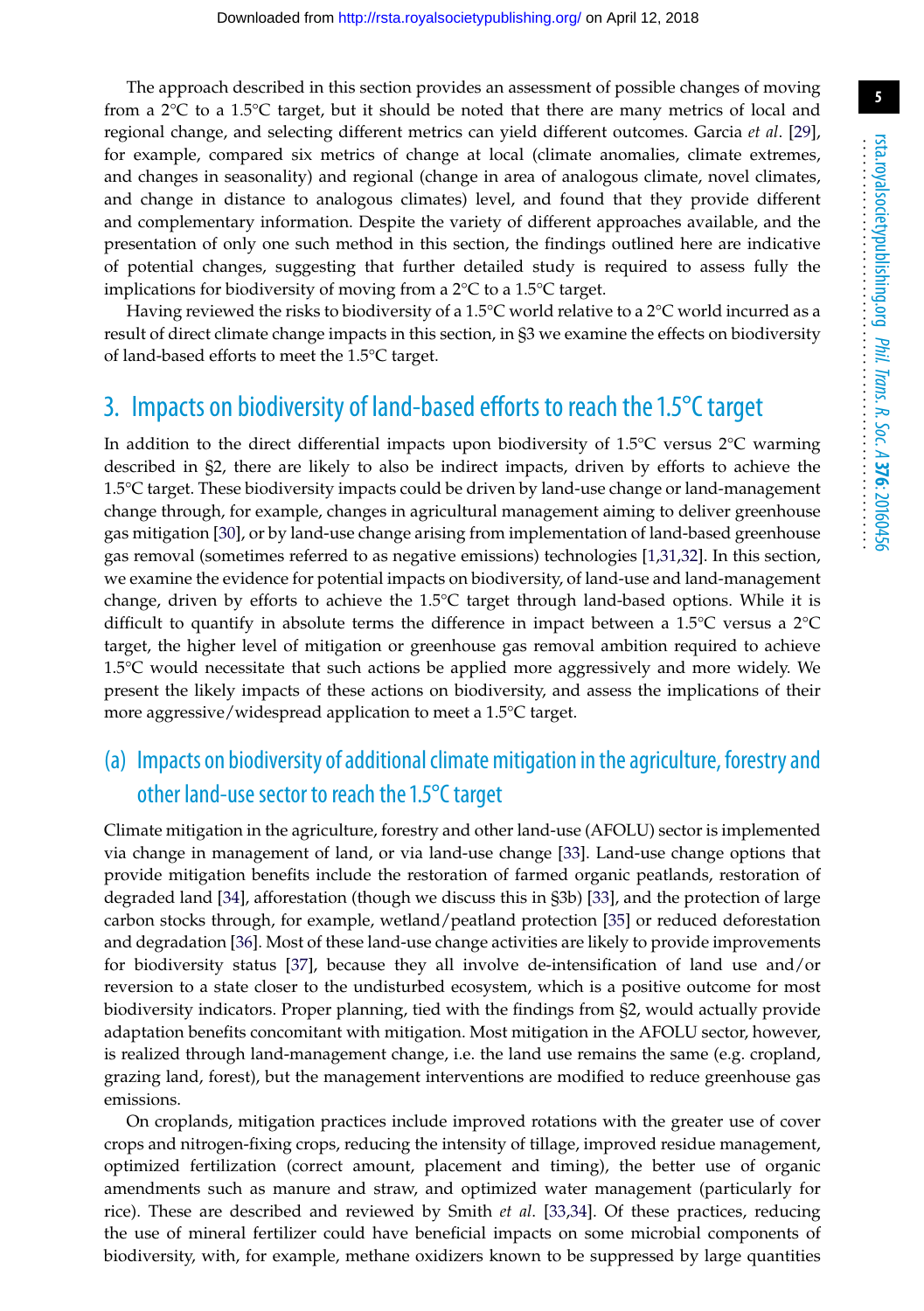The approach described in this section provides an assessment of possible changes of moving from a 2°C to a 1.5°C target, but it should be noted that there are many metrics of local and regional change, and selecting different metrics can yield different outcomes. Garcia *et al*. [29], for example, compared six metrics of change at local (climate anomalies, climate extremes, and changes in seasonality) and regional (change in area of analogous climate, novel climates, and change in distance to analogous climates) level, and found that they provide different and complementary information. Despite the variety of different approaches available, and the presentation of only one such method in this section, the findings outlined here are indicative of potential changes, suggesting that further detailed study is required to assess fully the implications for biodiversity of moving from a 2°C to a 1.5°C target.

Having reviewed the risks to biodiversity of a 1.5°C world relative to a 2°C world incurred as a result of direct climate change impacts in this section, in §3 we examine the effects on biodiversity of land-based efforts to meet the 1.5°C target.

## 3. Impacts on biodiversity of land-based efforts to reach the 1.5°C target

In addition to the direct differential impacts upon biodiversity of 1.5°C versus 2°C warming described in §2, there are likely to also be indirect impacts, driven by efforts to achieve the 1.5°C target. These biodiversity impacts could be driven by land-use change or land-management change through, for example, changes in agricultural management aiming to deliver greenhouse gas mitigation [30], or by land-use change arising from implementation of land-based greenhouse gas removal (sometimes referred to as negative emissions) technologies [1,31,32]. In this section, we examine the evidence for potential impacts on biodiversity, of land-use and land-management change, driven by efforts to achieve the 1.5°C target through land-based options. While it is difficult to quantify in absolute terms the difference in impact between a 1.5°C versus a 2°C target, the higher level of mitigation or greenhouse gas removal ambition required to achieve 1.5°C would necessitate that such actions be applied more aggressively and more widely. We present the likely impacts of these actions on biodiversity, and assess the implications of their more aggressive/widespread application to meet a 1.5°C target.

### (a) Impacts on biodiversity of additional climate mitigation in the agriculture, forestry and other land-use sector to reach the 1.5°C target

Climate mitigation in the agriculture, forestry and other land-use (AFOLU) sector is implemented via change in management of land, or via land-use change [33]. Land-use change options that provide mitigation benefits include the restoration of farmed organic peatlands, restoration of degraded land [34], afforestation (though we discuss this in §3b) [33], and the protection of large carbon stocks through, for example, wetland/peatland protection [35] or reduced deforestation and degradation [36]. Most of these land-use change activities are likely to provide improvements for biodiversity status [37], because they all involve de-intensification of land use and/or reversion to a state closer to the undisturbed ecosystem, which is a positive outcome for most biodiversity indicators. Proper planning, tied with the findings from §2, would actually provide adaptation benefits concomitant with mitigation. Most mitigation in the AFOLU sector, however, is realized through land-management change, i.e. the land use remains the same (e.g. cropland, grazing land, forest), but the management interventions are modified to reduce greenhouse gas emissions.

On croplands, mitigation practices include improved rotations with the greater use of cover crops and nitrogen-fixing crops, reducing the intensity of tillage, improved residue management, optimized fertilization (correct amount, placement and timing), the better use of organic amendments such as manure and straw, and optimized water management (particularly for rice). These are described and reviewed by Smith *et al*. [33,34]. Of these practices, reducing the use of mineral fertilizer could have beneficial impacts on some microbial components of biodiversity, with, for example, methane oxidizers known to be suppressed by large quantities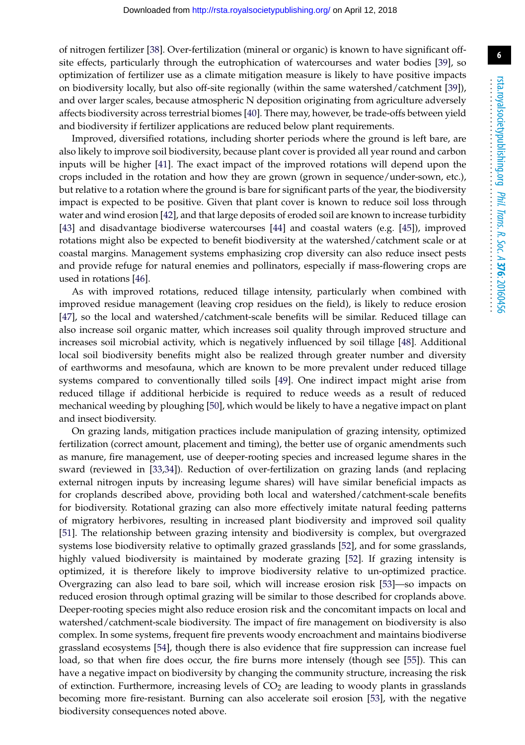of nitrogen fertilizer [38]. Over-fertilization (mineral or organic) is known to have significant off-site effects, particularly through the eutrophication of watercourses and water bodies [39], so optimization of fertilizer use as a climate mitigation measure is likely to have positive impacts on biodiversity locally, but also off-site regionally (within the same watershed/catchment [39]), and over larger scales, because atmospheric N deposition originating from agriculture adversely affects biodiversity across terrestrial biomes [40]. There may, however, be trade-offs between yield and biodiversity if fertilizer applications are reduced below plant requirements.

Improved, diversified rotations, including shorter periods where the ground is left bare, are also likely to improve soil biodiversity, because plant cover is provided all year round and carbon inputs will be higher [41]. The exact impact of the improved rotations will depend upon the crops included in the rotation and how they are grown (grown in sequence/under-sown, etc.), but relative to a rotation where the ground is bare for significant parts of the year, the biodiversity impact is expected to be positive. Given that plant cover is known to reduce soil loss through water and wind erosion [42], and that large deposits of eroded soil are known to increase turbidity [43] and disadvantage biodiverse watercourses [44] and coastal waters (e.g. [45]), improved rotations might also be expected to benefit biodiversity at the watershed/catchment scale or at coastal margins. Management systems emphasizing crop diversity can also reduce insect pests and provide refuge for natural enemies and pollinators, especially if mass-flowering crops are used in rotations [46].

As with improved rotations, reduced tillage intensity, particularly when combined with improved residue management (leaving crop residues on the field), is likely to reduce erosion [47], so the local and watershed/catchment-scale benefits will be similar. Reduced tillage can also increase soil organic matter, which increases soil quality through improved structure and increases soil microbial activity, which is negatively influenced by soil tillage [48]. Additional local soil biodiversity benefits might also be realized through greater number and diversity of earthworms and mesofauna, which are known to be more prevalent under reduced tillage systems compared to conventionally tilled soils [49]. One indirect impact might arise from reduced tillage if additional herbicide is required to reduce weeds as a result of reduced mechanical weeding by ploughing [50], which would be likely to have a negative impact on plant and insect biodiversity.

On grazing lands, mitigation practices include manipulation of grazing intensity, optimized fertilization (correct amount, placement and timing), the better use of organic amendments such as manure, fire management, use of deeper-rooting species and increased legume shares in the sward (reviewed in [33,34]). Reduction of over-fertilization on grazing lands (and replacing external nitrogen inputs by increasing legume shares) will have similar beneficial impacts as for croplands described above, providing both local and watershed/catchment-scale benefits for biodiversity. Rotational grazing can also more effectively imitate natural feeding patterns of migratory herbivores, resulting in increased plant biodiversity and improved soil quality [51]. The relationship between grazing intensity and biodiversity is complex, but overgrazed systems lose biodiversity relative to optimally grazed grasslands [52], and for some grasslands, highly valued biodiversity is maintained by moderate grazing [52]. If grazing intensity is optimized, it is therefore likely to improve biodiversity relative to un-optimized practice. Overgrazing can also lead to bare soil, which will increase erosion risk [53]—so impacts on reduced erosion through optimal grazing will be similar to those described for croplands above. Deeper-rooting species might also reduce erosion risk and the concomitant impacts on local and watershed/catchment-scale biodiversity. The impact of fire management on biodiversity is also complex. In some systems, frequent fire prevents woody encroachment and maintains biodiverse grassland ecosystems [54], though there is also evidence that fire suppression can increase fuel load, so that when fire does occur, the fire burns more intensely (though see [55]). This can have a negative impact on biodiversity by changing the community structure, increasing the risk of extinction. Furthermore, increasing levels of $CO_2$ are leading to woody plants in grasslands becoming more fire-resistant. Burning can also accelerate soil erosion [53], with the negative biodiversity consequences noted above.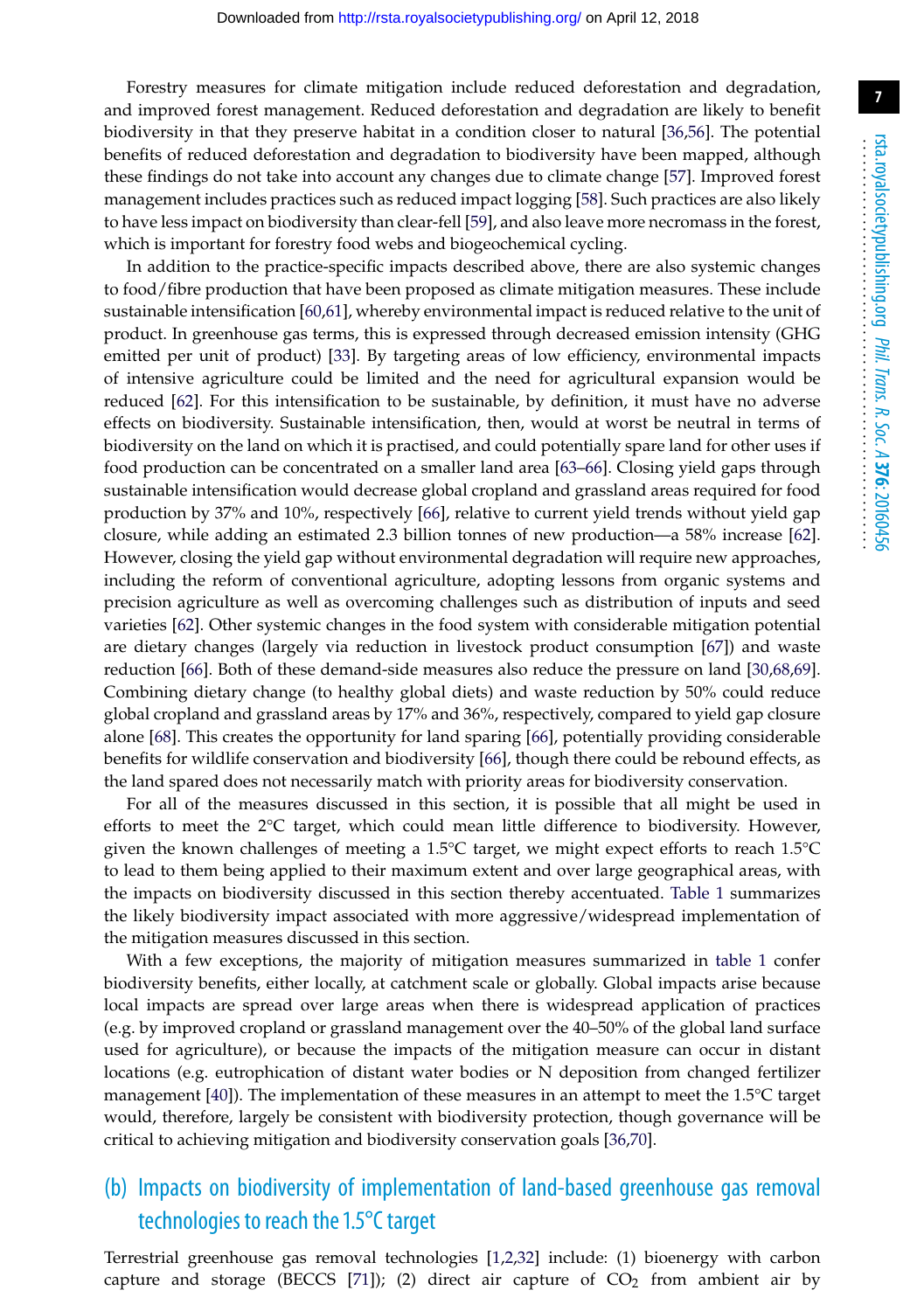Forestry measures for climate mitigation include reduced deforestation and degradation, and improved forest management. Reduced deforestation and degradation are likely to benefit biodiversity in that they preserve habitat in a condition closer to natural [36,56]. The potential benefits of reduced deforestation and degradation to biodiversity have been mapped, although these findings do not take into account any changes due to climate change [57]. Improved forest management includes practices such as reduced impact logging [58]. Such practices are also likely to have less impact on biodiversity than clear-fell [59], and also leave more necromass in the forest, which is important for forestry food webs and biogeochemical cycling.

In addition to the practice-specific impacts described above, there are also systemic changes to food/fibre production that have been proposed as climate mitigation measures. These include sustainable intensification [60,61], whereby environmental impact is reduced relative to the unit of product. In greenhouse gas terms, this is expressed through decreased emission intensity (GHG emitted per unit of product) [33]. By targeting areas of low efficiency, environmental impacts of intensive agriculture could be limited and the need for agricultural expansion would be reduced [62]. For this intensification to be sustainable, by definition, it must have no adverse effects on biodiversity. Sustainable intensification, then, would at worst be neutral in terms of biodiversity on the land on which it is practised, and could potentially spare land for other uses if food production can be concentrated on a smaller land area [63–66]. Closing yield gaps through sustainable intensification would decrease global cropland and grassland areas required for food production by 37% and 10%, respectively [66], relative to current yield trends without yield gap closure, while adding an estimated 2.3 billion tonnes of new production—a 58% increase [62]. However, closing the yield gap without environmental degradation will require new approaches, including the reform of conventional agriculture, adopting lessons from organic systems and precision agriculture as well as overcoming challenges such as distribution of inputs and seed varieties [62]. Other systemic changes in the food system with considerable mitigation potential are dietary changes (largely via reduction in livestock product consumption [67]) and waste reduction [66]. Both of these demand-side measures also reduce the pressure on land [30,68,69]. Combining dietary change (to healthy global diets) and waste reduction by 50% could reduce global cropland and grassland areas by 17% and 36%, respectively, compared to yield gap closure alone [68]. This creates the opportunity for land sparing [66], potentially providing considerable benefits for wildlife conservation and biodiversity [66], though there could be rebound effects, as the land spared does not necessarily match with priority areas for biodiversity conservation.

For all of the measures discussed in this section, it is possible that all might be used in efforts to meet the 2°C target, which could mean little difference to biodiversity. However, given the known challenges of meeting a 1.5°C target, we might expect efforts to reach 1.5°C to lead to them being applied to their maximum extent and over large geographical areas, with the impacts on biodiversity discussed in this section thereby accentuated. Table 1 summarizes the likely biodiversity impact associated with more aggressive/widespread implementation of the mitigation measures discussed in this section.

With a few exceptions, the majority of mitigation measures summarized in table 1 confer biodiversity benefits, either locally, at catchment scale or globally. Global impacts arise because local impacts are spread over large areas when there is widespread application of practices (e.g. by improved cropland or grassland management over the 40–50% of the global land surface used for agriculture), or because the impacts of the mitigation measure can occur in distant locations (e.g. eutrophication of distant water bodies or N deposition from changed fertilizer management [40]). The implementation of these measures in an attempt to meet the 1.5°C target would, therefore, largely be consistent with biodiversity protection, though governance will be critical to achieving mitigation and biodiversity conservation goals [36,70].

## (b) Impacts on biodiversity of implementation of land-based greenhouse gas removal technologies to reach the 1.5°C target

Terrestrial greenhouse gas removal technologies [1,2,32] include: (1) bioenergy with carbon capture and storage (BECCS [71]); (2) direct air capture of $CO_2$ from ambient air by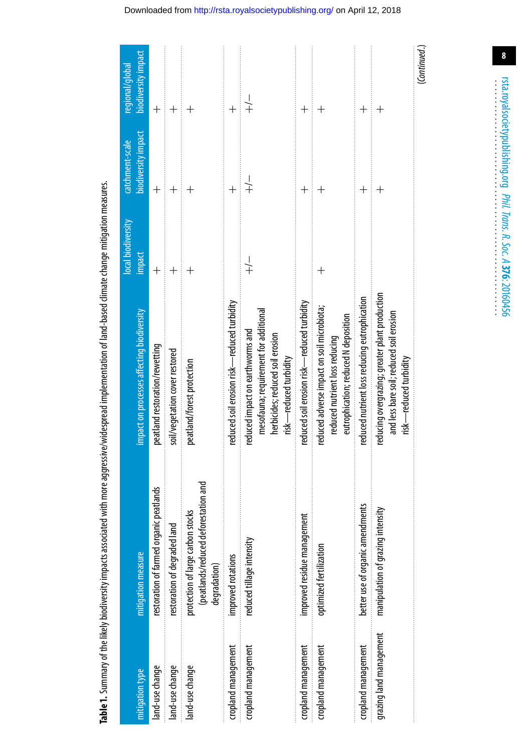**Table 1.** Summary of the likely biodiversity impacts associated with more aggressive/widespread implementation of land-based climate change mitigation measures.

| mitigation type | mitigation measure | impact on processes affecting biodiversity | local biodiversity impact | catchment-scale biodiversity impact | regional/global biodiversity impact |
|---|---|---|---|---|---|
| land-use change | restoration of farmed organic peatlands | peatland restoration/rewetting | + | + | + |
| land-use change | restoration of degraded land | soil/vegetation cover restored | + | + | + |
| land-use change | protection of large carbon stocks (peatlands/reduced deforestation and degradation) | peatland/forest protection | + | + | + |
| cropland management | improved rotations | reduced soil erosion risk—reduced turbidity | | + | + |
| cropland management | reduced tillage intensity | reduced impact on earthworms and mesofauna; requirement for additional herbicides; reduced soil erosion risk—reduced turbidity | +/− | +/− | +/− |
| cropland management | improved residue management | reduced soil erosion risk—reduced turbidity | | + | + |
| cropland management | optimized fertilization | reduced adverse impact on soil microbiota; reduced nutrient loss reducing eutrophication; reduced N deposition | + | + | + |
| cropland management | better use of organic amendments | reduced nutrient loss reducing eutrophication | | + | + |
| grazing land management | manipulation of grazing intensity | reducing overgrazing; greater plant production and less bare soil; reduced soil erosion risk—reduced turbidity | | + | + |

(*Continued*.)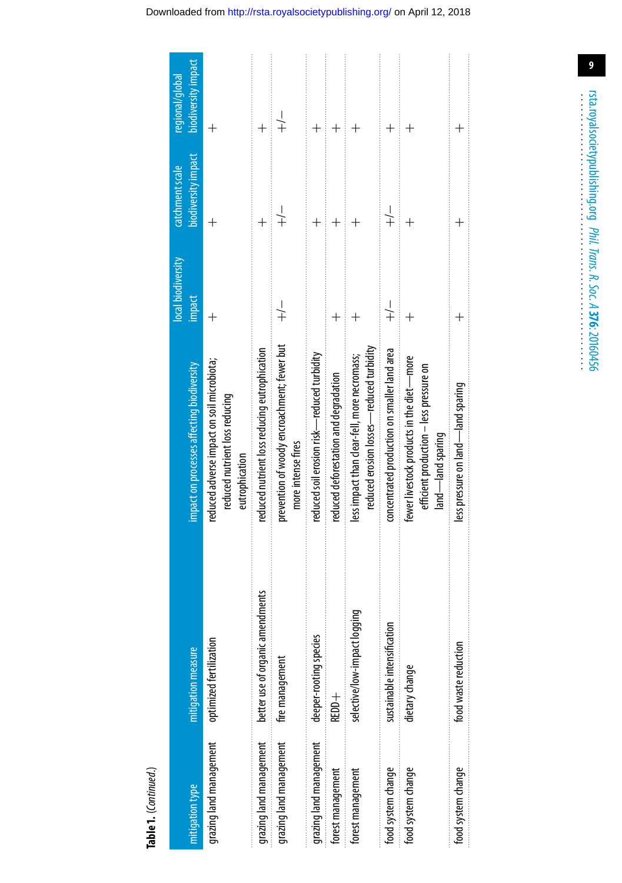**Table 1.** (*Continued*.)

| mitigation type | mitigation measure | impact on processes affecting biodiversity | local biodiversity impact | catchment scale biodiversity impact | regional/global biodiversity impact |
|---|---|---|---|---|---|
| grazing land management | optimized fertilization | reduced adverse impact on soil microbiota; reduced nutrient loss reducing eutrophication | + | + | + |
| grazing land management | better use of organic amendments | reduced nutrient loss reducing eutrophication | | + | + |
| grazing land management | fire management | prevention of woody encroachment; fewer but more intense fires | +/− | +/− | +/− |
| grazing land management | deeper-rooting species | reduced soil erosion risk—reduced turbidity | | + | + |
| forest management | REDD+ | reduced deforestation and degradation | + | + | + |
| forest management | selective/low-impact logging | less impact than clear-fell, more necromass; reduced erosion losses—reduced turbidity | + | + | + |
| food system change | sustainable intensification | concentrated production on smaller land area | +/− | +/− | + |
| food system change | dietary change | fewer livestock products in the diet—more efficient production – less pressure on land—land sparing | + | + | + |
| food system change | food waste reduction | less pressure on land—land sparing | + | + | + |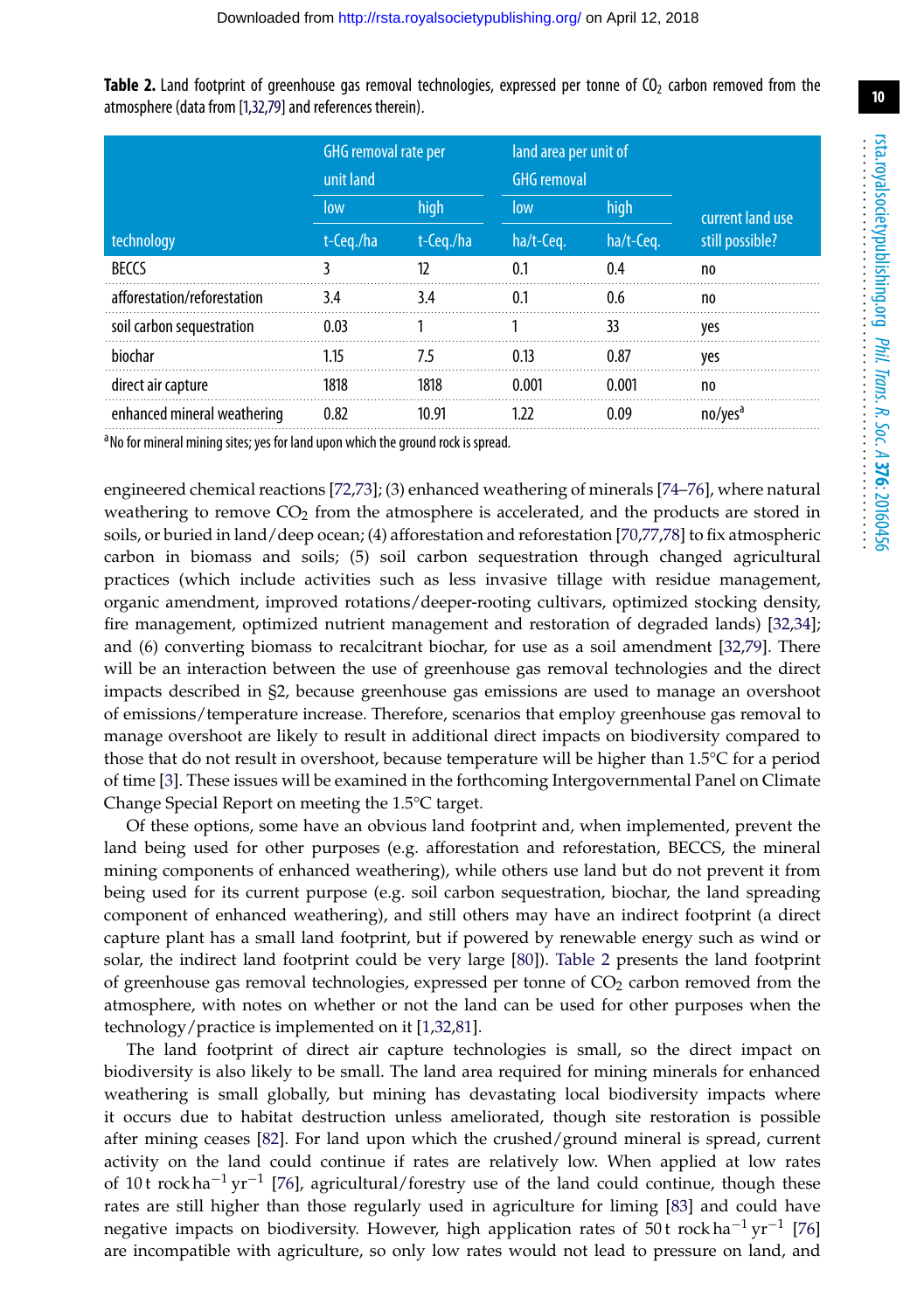**Table 2.** Land footprint of greenhouse gas removal technologies, expressed per tonne of $CO_2$ carbon removed from the atmosphere (data from [1,32,79] and references therein).

| technology | GHG removal rate per unit land | | land area per unit of GHG removal | | current land use still possible? |
|---|---|---|---|---|---|
| | low | high | low | high | |
| | t-Ceq./ha | t-Ceq./ha | ha/t-Ceq. | ha/t-Ceq. | |
| BECCS | 3 | 12 | 0.1 | 0.4 | no |
| afforestation/reforestation | 3.4 | 3.4 | 0.1 | 0.6 | no |
| soil carbon sequestration | 0.03 | 1 | 1 | 33 | yes |
| biochar | 1.15 | 7.5 | 0.13 | 0.87 | yes |
| direct air capture | 1818 | 1818 | 0.001 | 0.001 | no |
| enhanced mineral weathering | 0.82 | 10.91 | 1.22 | 0.09 | no/yes[a] |

[a] No for mineral mining sites; yes for land upon which the ground rock is spread.

engineered chemical reactions [72,73]; (3) enhanced weathering of minerals [74–76], where natural weathering to remove $CO_2$ from the atmosphere is accelerated, and the products are stored in soils, or buried in land/deep ocean; (4) afforestation and reforestation [70,77,78] to fix atmospheric carbon in biomass and soils; (5) soil carbon sequestration through changed agricultural practices (which include activities such as less invasive tillage with residue management, organic amendment, improved rotations/deeper-rooting cultivars, optimized stocking density, fire management, optimized nutrient management and restoration of degraded lands) [32,34]; and (6) converting biomass to recalcitrant biochar, for use as a soil amendment [32,79]. There will be an interaction between the use of greenhouse gas removal technologies and the direct impacts described in §2, because greenhouse gas emissions are used to manage an overshoot of emissions/temperature increase. Therefore, scenarios that employ greenhouse gas removal to manage overshoot are likely to result in additional direct impacts on biodiversity compared to those that do not result in overshoot, because temperature will be higher than 1.5°C for a period of time [3]. These issues will be examined in the forthcoming Intergovernmental Panel on Climate Change Special Report on meeting the 1.5°C target.

Of these options, some have an obvious land footprint and, when implemented, prevent the land being used for other purposes (e.g. afforestation and reforestation, BECCS, the mineral mining components of enhanced weathering), while others use land but do not prevent it from being used for its current purpose (e.g. soil carbon sequestration, biochar, the land spreading component of enhanced weathering), and still others may have an indirect footprint (a direct capture plant has a small land footprint, but if powered by renewable energy such as wind or solar, the indirect land footprint could be very large [80]). Table 2 presents the land footprint of greenhouse gas removal technologies, expressed per tonne of $CO_2$ carbon removed from the atmosphere, with notes on whether or not the land can be used for other purposes when the technology/practice is implemented on it [1,32,81].

The land footprint of direct air capture technologies is small, so the direct impact on biodiversity is also likely to be small. The land area required for mining minerals for enhanced weathering is small globally, but mining has devastating local biodiversity impacts where it occurs due to habitat destruction unless ameliorated, though site restoration is possible after mining ceases [82]. For land upon which the crushed/ground mineral is spread, current activity on the land could continue if rates are relatively low. When applied at low rates of 10 t rock $ha^{-1}$ $yr^{-1}$ [76], agricultural/forestry use of the land could continue, though these rates are still higher than those regularly used in agriculture for liming [83] and could have negative impacts on biodiversity. However, high application rates of 50 t rock $ha^{-1}$ $yr^{-1}$ [76] are incompatible with agriculture, so only low rates would not lead to pressure on land, and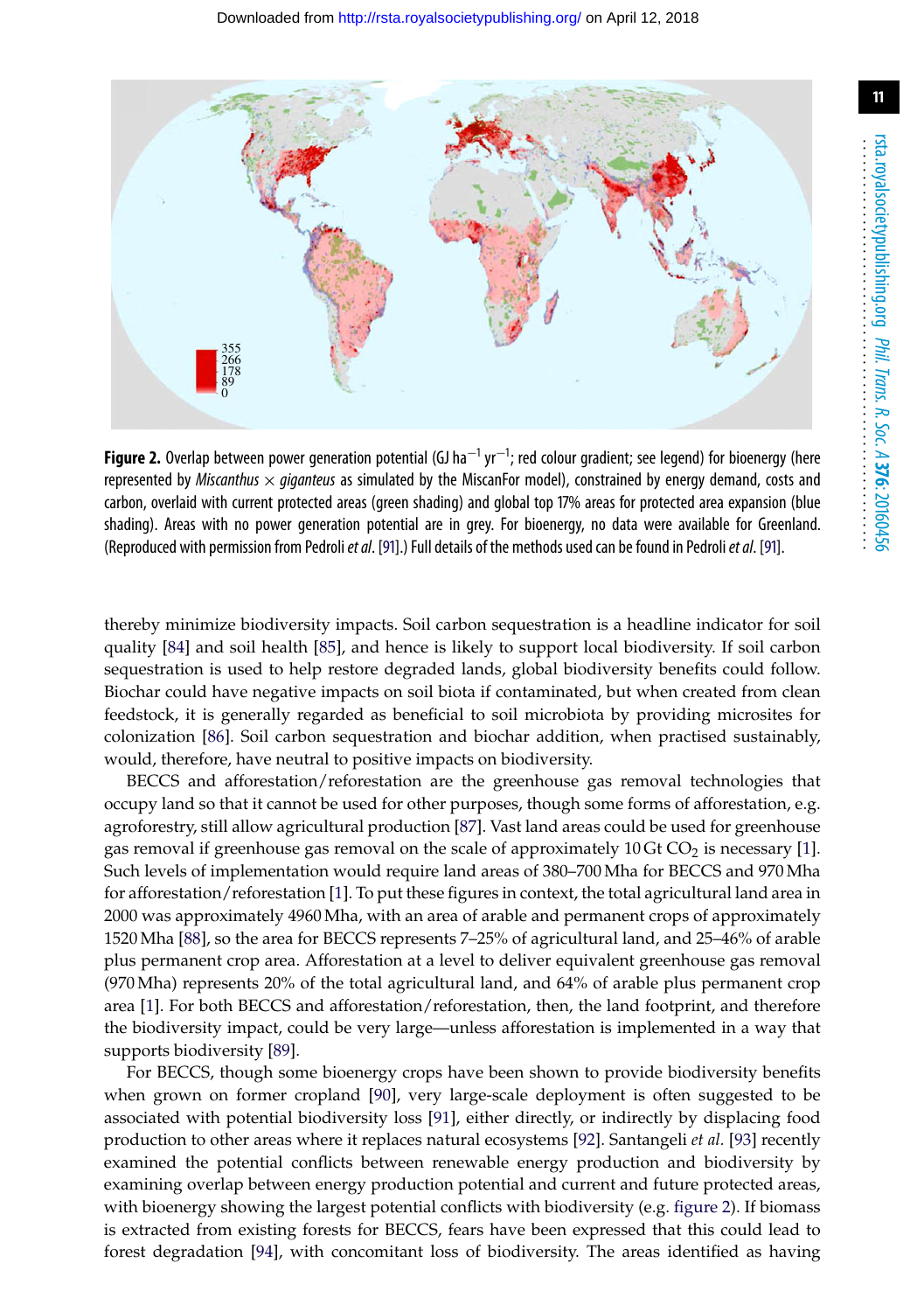**Figure 2.** Overlap between power generation potential (GJ ha$^{-1}$ yr$^{-1}$; red colour gradient; see legend) for bioenergy (here represented by *Miscanthus* × *giganteus* as simulated by the MiscanFor model), constrained by energy demand, costs and carbon, overlaid with current protected areas (green shading) and global top 17% areas for protected area expansion (blue shading). Areas with no power generation potential are in grey. For bioenergy, no data were available for Greenland. (Reproduced with permission from Pedroli *et al*. [91].) Full details of the methods used can be found in Pedroli *et al*. [91].

thereby minimize biodiversity impacts. Soil carbon sequestration is a headline indicator for soil quality [84] and soil health [85], and hence is likely to support local biodiversity. If soil carbon sequestration is used to help restore degraded lands, global biodiversity benefits could follow. Biochar could have negative impacts on soil biota if contaminated, but when created from clean feedstock, it is generally regarded as beneficial to soil microbiota by providing microsites for colonization [86]. Soil carbon sequestration and biochar addition, when practised sustainably, would, therefore, have neutral to positive impacts on biodiversity.

BECCS and afforestation/reforestation are the greenhouse gas removal technologies that occupy land so that it cannot be used for other purposes, though some forms of afforestation, e.g. agroforestry, still allow agricultural production [87]. Vast land areas could be used for greenhouse gas removal if greenhouse gas removal on the scale of approximately 10 Gt $CO_2$ is necessary [1]. Such levels of implementation would require land areas of 380–700 Mha for BECCS and 970 Mha for afforestation/reforestation [1]. To put these figures in context, the total agricultural land area in 2000 was approximately 4960 Mha, with an area of arable and permanent crops of approximately 1520 Mha [88], so the area for BECCS represents 7–25% of agricultural land, and 25–46% of arable plus permanent crop area. Afforestation at a level to deliver equivalent greenhouse gas removal (970 Mha) represents 20% of the total agricultural land, and 64% of arable plus permanent crop area [1]. For both BECCS and afforestation/reforestation, then, the land footprint, and therefore the biodiversity impact, could be very large—unless afforestation is implemented in a way that supports biodiversity [89].

For BECCS, though some bioenergy crops have been shown to provide biodiversity benefits when grown on former cropland [90], very large-scale deployment is often suggested to be associated with potential biodiversity loss [91], either directly, or indirectly by displacing food production to other areas where it replaces natural ecosystems [92]. Santangeli *et al.* [93] recently examined the potential conflicts between renewable energy production and biodiversity by examining overlap between energy production potential and current and future protected areas, with bioenergy showing the largest potential conflicts with biodiversity (e.g. figure 2). If biomass is extracted from existing forests for BECCS, fears have been expressed that this could lead to forest degradation [94], with concomitant loss of biodiversity. The areas identified as having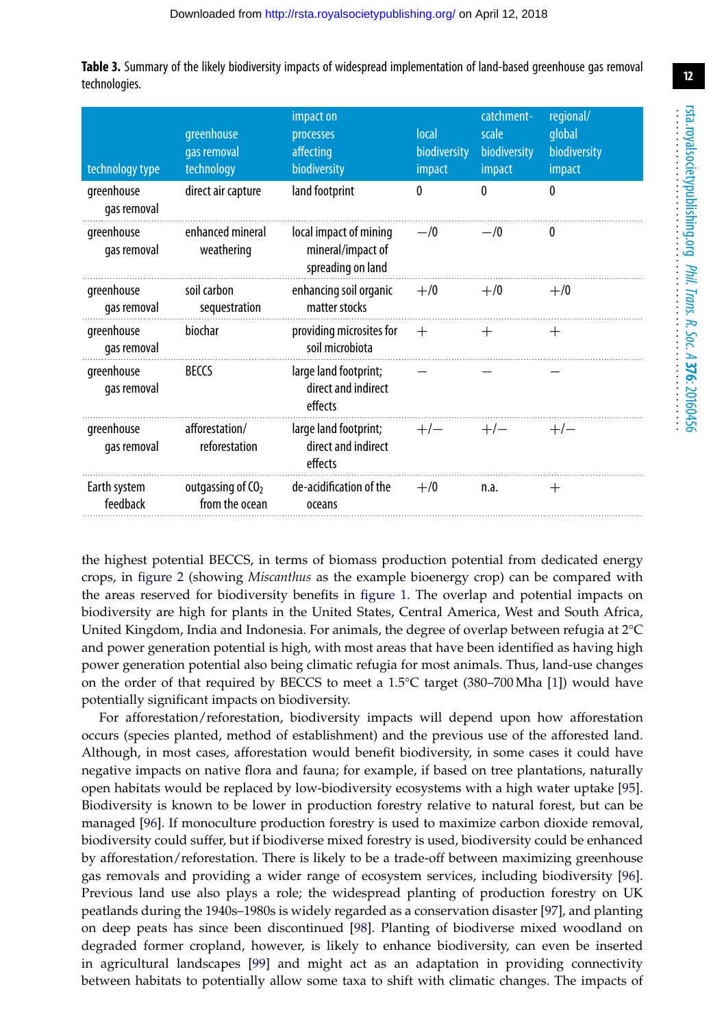**Table 3.** Summary of the likely biodiversity impacts of widespread implementation of land-based greenhouse gas removal technologies.

| technology type | greenhouse gas removal technology | impact on processes affecting biodiversity | local biodiversity impact | catchment-scale biodiversity impact | regional/global biodiversity impact |
|---|---|---|---|---|---|
| greenhouse gas removal | direct air capture | land footprint | 0 | 0 | 0 |
| greenhouse gas removal | enhanced mineral weathering | local impact of mining mineral/impact of spreading on land | −/0 | −/0 | 0 |
| greenhouse gas removal | soil carbon sequestration | enhancing soil organic matter stocks | +/0 | +/0 | +/0 |
| greenhouse gas removal | biochar | providing microsites for soil microbiota | + | + | + |
| greenhouse gas removal | BECCS | large land footprint; direct and indirect effects | − | − | − |
| greenhouse gas removal | afforestation/reforestation | large land footprint; direct and indirect effects | +/− | +/− | +/− |
| Earth system feedback | outgassing of $CO_2$ from the ocean | de-acidification of the oceans | +/0 | n.a. | + |

the highest potential BECCS, in terms of biomass production potential from dedicated energy crops, in figure 2 (showing *Miscanthus* as the example bioenergy crop) can be compared with the areas reserved for biodiversity benefits in figure 1. The overlap and potential impacts on biodiversity are high for plants in the United States, Central America, West and South Africa, United Kingdom, India and Indonesia. For animals, the degree of overlap between refugia at 2°C and power generation potential is high, with most areas that have been identified as having high power generation potential also being climatic refugia for most animals. Thus, land-use changes on the order of that required by BECCS to meet a 1.5°C target (380–700 Mha [1]) would have potentially significant impacts on biodiversity.

For afforestation/reforestation, biodiversity impacts will depend upon how afforestation occurs (species planted, method of establishment) and the previous use of the afforested land. Although, in most cases, afforestation would benefit biodiversity, in some cases it could have negative impacts on native flora and fauna; for example, if based on tree plantations, naturally open habitats would be replaced by low-biodiversity ecosystems with a high water uptake [95]. Biodiversity is known to be lower in production forestry relative to natural forest, but can be managed [96]. If monoculture production forestry is used to maximize carbon dioxide removal, biodiversity could suffer, but if biodiverse mixed forestry is used, biodiversity could be enhanced by afforestation/reforestation. There is likely to be a trade-off between maximizing greenhouse gas removals and providing a wider range of ecosystem services, including biodiversity [96]. Previous land use also plays a role; the widespread planting of production forestry on UK peatlands during the 1940s–1980s is widely regarded as a conservation disaster [97], and planting on deep peats has since been discontinued [98]. Planting of biodiverse mixed woodland on degraded former cropland, however, is likely to enhance biodiversity, can even be inserted in agricultural landscapes [99] and might act as an adaptation in providing connectivity between habitats to potentially allow some taxa to shift with climatic changes. The impacts of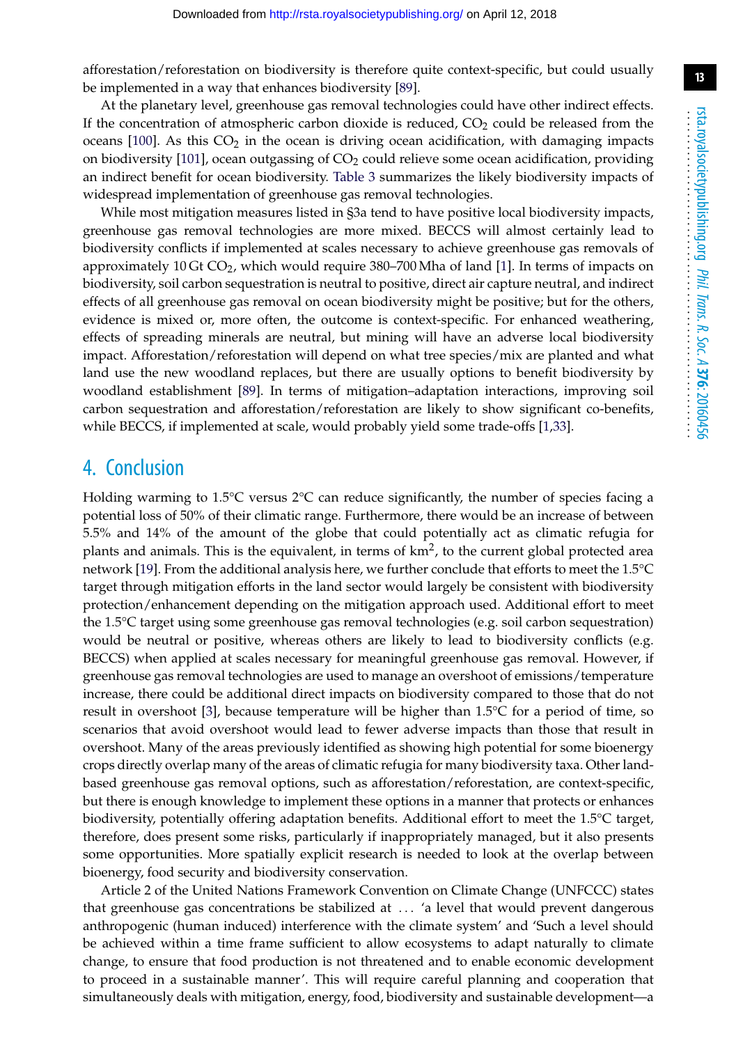afforestation/reforestation on biodiversity is therefore quite context-specific, but could usually be implemented in a way that enhances biodiversity [89].

At the planetary level, greenhouse gas removal technologies could have other indirect effects. If the concentration of atmospheric carbon dioxide is reduced, $CO_2$ could be released from the oceans [100]. As this $CO_2$ in the ocean is driving ocean acidification, with damaging impacts on biodiversity [101], ocean outgassing of $CO_2$ could relieve some ocean acidification, providing an indirect benefit for ocean biodiversity. Table 3 summarizes the likely biodiversity impacts of widespread implementation of greenhouse gas removal technologies.

While most mitigation measures listed in §3a tend to have positive local biodiversity impacts, greenhouse gas removal technologies are more mixed. BECCS will almost certainly lead to biodiversity conflicts if implemented at scales necessary to achieve greenhouse gas removals of approximately 10 Gt $CO_2$, which would require 380–700 Mha of land [1]. In terms of impacts on biodiversity, soil carbon sequestration is neutral to positive, direct air capture neutral, and indirect effects of all greenhouse gas removal on ocean biodiversity might be positive; but for the others, evidence is mixed or, more often, the outcome is context-specific. For enhanced weathering, effects of spreading minerals are neutral, but mining will have an adverse local biodiversity impact. Afforestation/reforestation will depend on what tree species/mix are planted and what land use the new woodland replaces, but there are usually options to benefit biodiversity by woodland establishment [89]. In terms of mitigation–adaptation interactions, improving soil carbon sequestration and afforestation/reforestation are likely to show significant co-benefits, while BECCS, if implemented at scale, would probably yield some trade-offs [1,33].

## 4. Conclusion

Holding warming to 1.5°C versus 2°C can reduce significantly, the number of species facing a potential loss of 50% of their climatic range. Furthermore, there would be an increase of between 5.5% and 14% of the amount of the globe that could potentially act as climatic refugia for plants and animals. This is the equivalent, in terms of $km^2$, to the current global protected area network [19]. From the additional analysis here, we further conclude that efforts to meet the 1.5°C target through mitigation efforts in the land sector would largely be consistent with biodiversity protection/enhancement depending on the mitigation approach used. Additional effort to meet the 1.5°C target using some greenhouse gas removal technologies (e.g. soil carbon sequestration) would be neutral or positive, whereas others are likely to lead to biodiversity conflicts (e.g. BECCS) when applied at scales necessary for meaningful greenhouse gas removal. However, if greenhouse gas removal technologies are used to manage an overshoot of emissions/temperature increase, there could be additional direct impacts on biodiversity compared to those that do not result in overshoot [3], because temperature will be higher than 1.5°C for a period of time, so scenarios that avoid overshoot would lead to fewer adverse impacts than those that result in overshoot. Many of the areas previously identified as showing high potential for some bioenergy crops directly overlap many of the areas of climatic refugia for many biodiversity taxa. Other land-based greenhouse gas removal options, such as afforestation/reforestation, are context-specific, but there is enough knowledge to implement these options in a manner that protects or enhances biodiversity, potentially offering adaptation benefits. Additional effort to meet the 1.5°C target, therefore, does present some risks, particularly if inappropriately managed, but it also presents some opportunities. More spatially explicit research is needed to look at the overlap between bioenergy, food security and biodiversity conservation.

Article 2 of the United Nations Framework Convention on Climate Change (UNFCCC) states that greenhouse gas concentrations be stabilized at ... 'a level that would prevent dangerous anthropogenic (human induced) interference with the climate system' and 'Such a level should be achieved within a time frame sufficient to allow ecosystems to adapt naturally to climate change, to ensure that food production is not threatened and to enable economic development to proceed in a sustainable manner'. This will require careful planning and cooperation that simultaneously deals with mitigation, energy, food, biodiversity and sustainable development—a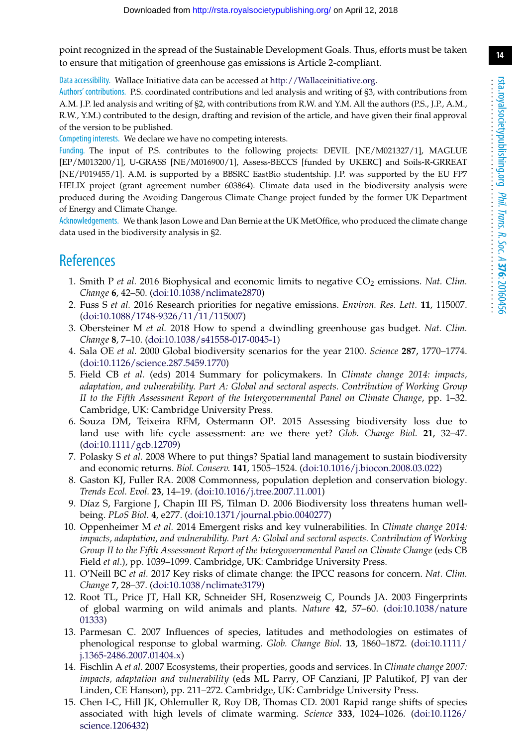point recognized in the spread of the Sustainable Development Goals. Thus, efforts must be taken to ensure that mitigation of greenhouse gas emissions is Article 2-compliant.

Data accessibility. Wallace Initiative data can be accessed at http://Wallaceinitiative.org.

Authors' contributions. P.S. coordinated contributions and led analysis and writing of §3, with contributions from A.M. J.P. led analysis and writing of §2, with contributions from R.W. and Y.M. All the authors (P.S., J.P., A.M., R.W., Y.M.) contributed to the design, drafting and revision of the article, and have given their final approval of the version to be published.

Competing interests. We declare we have no competing interests.

Funding. The input of P.S. contributes to the following projects: DEVIL [NE/M021327/1], MAGLUE [EP/M013200/1], U-GRASS [NE/M016900/1], Assess-BECCS [funded by UKERC] and Soils-R-GRREAT [NE/P019455/1]. A.M. is supported by a BBSRC EastBio studentship. J.P. was supported by the EU FP7 HELIX project (grant agreement number 603864). Climate data used in the biodiversity analysis were produced during the Avoiding Dangerous Climate Change project funded by the former UK Department of Energy and Climate Change.

Acknowledgements. We thank Jason Lowe and Dan Bernie at the UK MetOffice, who produced the climate change data used in the biodiversity analysis in §2.

# References

1. Smith P *et al.* 2016 Biophysical and economic limits to negative $CO_2$ emissions. *Nat. Clim. Change* **6**, 42–50. (doi:10.1038/nclimate2870)
2. Fuss S *et al.* 2016 Research priorities for negative emissions. *Environ. Res. Lett.* **11**, 115007. (doi:10.1088/1748-9326/11/11/115007)
3. Obersteiner M *et al.* 2018 How to spend a dwindling greenhouse gas budget. *Nat. Clim. Change* **8**, 7–10. (doi:10.1038/s41558-017-0045-1)
4. Sala OE *et al.* 2000 Global biodiversity scenarios for the year 2100. *Science* **287**, 1770–1774. (doi:10.1126/science.287.5459.1770)
5. Field CB *et al.* (eds) 2014 Summary for policymakers. In *Climate change 2014: impacts, adaptation, and vulnerability. Part A: Global and sectoral aspects. Contribution of Working Group II to the Fifth Assessment Report of the Intergovernmental Panel on Climate Change*, pp. 1–32. Cambridge, UK: Cambridge University Press.
6. Souza DM, Teixeira RFM, Ostermann OP. 2015 Assessing biodiversity loss due to land use with life cycle assessment: are we there yet? *Glob. Change Biol.* **21**, 32–47. (doi:10.1111/gcb.12709)
7. Polasky S *et al.* 2008 Where to put things? Spatial land management to sustain biodiversity and economic returns. *Biol. Conserv.* **141**, 1505–1524. (doi:10.1016/j.biocon.2008.03.022)
8. Gaston KJ, Fuller RA. 2008 Commonness, population depletion and conservation biology. *Trends Ecol. Evol.* **23**, 14–19. (doi:10.1016/j.tree.2007.11.001)
9. Díaz S, Fargione J, Chapin III FS, Tilman D. 2006 Biodiversity loss threatens human well-being. *PLoS Biol.* **4**, e277. (doi:10.1371/journal.pbio.0040277)
10. Oppenheimer M *et al.* 2014 Emergent risks and key vulnerabilities. In *Climate change 2014: impacts, adaptation, and vulnerability. Part A: Global and sectoral aspects. Contribution of Working Group II to the Fifth Assessment Report of the Intergovernmental Panel on Climate Change* (eds CB Field *et al.*), pp. 1039–1099. Cambridge, UK: Cambridge University Press.
11. O'Neill BC *et al.* 2017 Key risks of climate change: the IPCC reasons for concern. *Nat. Clim. Change* **7**, 28–37. (doi:10.1038/nclimate3179)
12. Root TL, Price JT, Hall KR, Schneider SH, Rosenzweig C, Pounds JA. 2003 Fingerprints of global warming on wild animals and plants. *Nature* **42**, 57–60. (doi:10.1038/nature01333)
13. Parmesan C. 2007 Influences of species, latitudes and methodologies on estimates of phenological response to global warming. *Glob. Change Biol.* **13**, 1860–1872. (doi:10.1111/j.1365-2486.2007.01404.x)
14. Fischlin A *et al.* 2007 Ecosystems, their properties, goods and services. In *Climate change 2007: impacts, adaptation and vulnerability* (eds ML Parry, OF Canziani, JP Palutikof, PJ van der Linden, CE Hanson), pp. 211–272. Cambridge, UK: Cambridge University Press.
15. Chen I-C, Hill JK, Ohlemuller R, Roy DB, Thomas CD. 2001 Rapid range shifts of species associated with high levels of climate warming. *Science* **333**, 1024–1026. (doi:10.1126/science.1206432)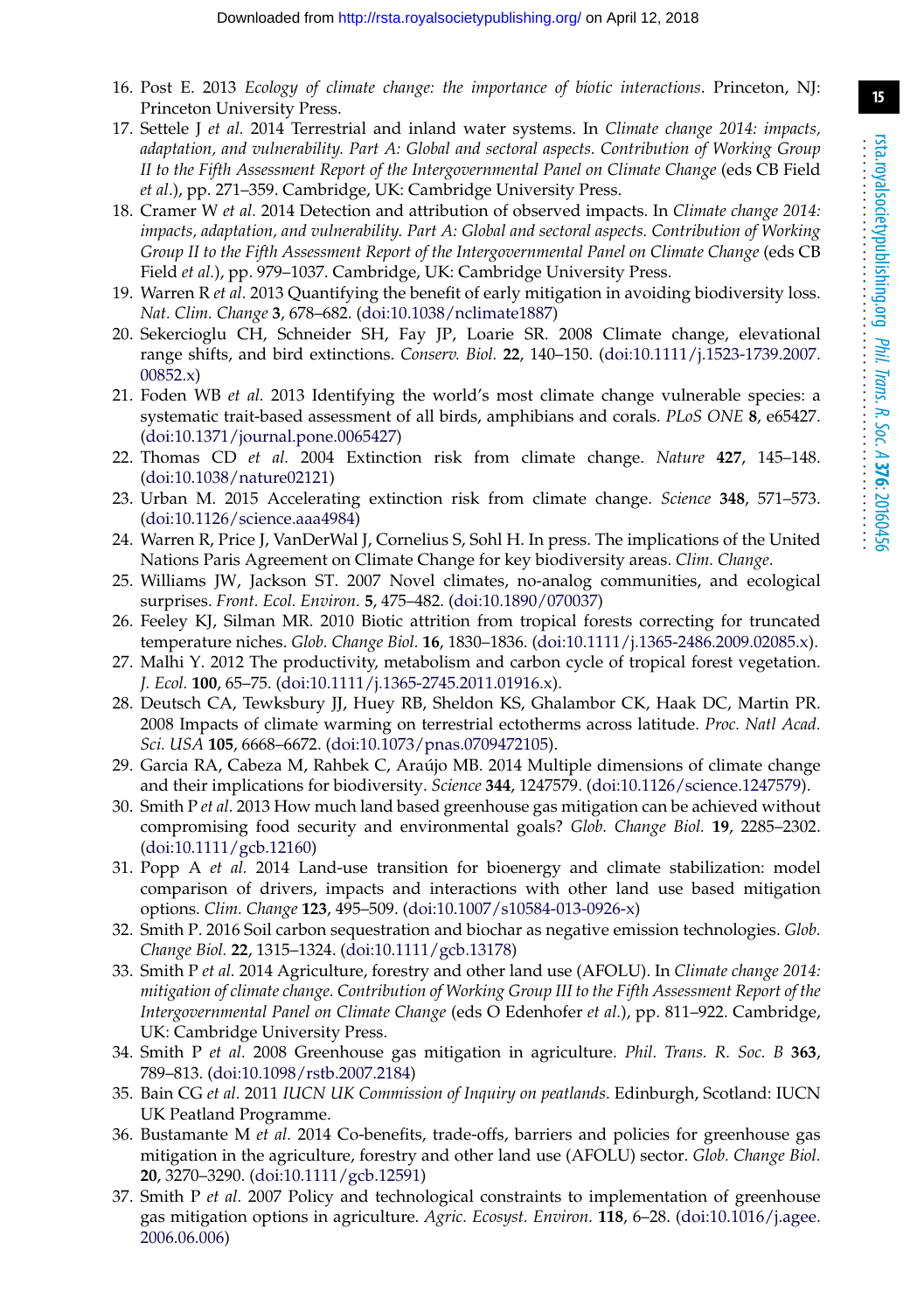16. Post E. 2013 *Ecology of climate change: the importance of biotic interactions*. Princeton, NJ: Princeton University Press.
17. Settele J *et al.* 2014 Terrestrial and inland water systems. In *Climate change 2014: impacts, adaptation, and vulnerability. Part A: Global and sectoral aspects. Contribution of Working Group II to the Fifth Assessment Report of the Intergovernmental Panel on Climate Change* (eds CB Field *et al.*), pp. 271–359. Cambridge, UK: Cambridge University Press.
18. Cramer W *et al.* 2014 Detection and attribution of observed impacts. In *Climate change 2014: impacts, adaptation, and vulnerability. Part A: Global and sectoral aspects. Contribution of Working Group II to the Fifth Assessment Report of the Intergovernmental Panel on Climate Change* (eds CB Field *et al.*), pp. 979–1037. Cambridge, UK: Cambridge University Press.
19. Warren R *et al.* 2013 Quantifying the benefit of early mitigation in avoiding biodiversity loss. *Nat. Clim. Change* **3**, 678–682. (doi:10.1038/nclimate1887)
20. Sekercioglu CH, Schneider SH, Fay JP, Loarie SR. 2008 Climate change, elevational range shifts, and bird extinctions. *Conserv. Biol.* **22**, 140–150. (doi:10.1111/j.1523-1739.2007.00852.x)
21. Foden WB *et al.* 2013 Identifying the world's most climate change vulnerable species: a systematic trait-based assessment of all birds, amphibians and corals. *PLoS ONE* **8**, e65427. (doi:10.1371/journal.pone.0065427)
22. Thomas CD *et al.* 2004 Extinction risk from climate change. *Nature* **427**, 145–148. (doi:10.1038/nature02121)
23. Urban M. 2015 Accelerating extinction risk from climate change. *Science* **348**, 571–573. (doi:10.1126/science.aaa4984)
24. Warren R, Price J, VanDerWal J, Cornelius S, Sohl H. In press. The implications of the United Nations Paris Agreement on Climate Change for key biodiversity areas. *Clim. Change*.
25. Williams JW, Jackson ST. 2007 Novel climates, no-analog communities, and ecological surprises. *Front. Ecol. Environ.* **5**, 475–482. (doi:10.1890/070037)
26. Feeley KJ, Silman MR. 2010 Biotic attrition from tropical forests correcting for truncated temperature niches. *Glob. Change Biol.* **16**, 1830–1836. (doi:10.1111/j.1365-2486.2009.02085.x).
27. Malhi Y. 2012 The productivity, metabolism and carbon cycle of tropical forest vegetation. *J. Ecol.* **100**, 65–75. (doi:10.1111/j.1365-2745.2011.01916.x).
28. Deutsch CA, Tewksbury JJ, Huey RB, Sheldon KS, Ghalambor CK, Haak DC, Martin PR. 2008 Impacts of climate warming on terrestrial ectotherms across latitude. *Proc. Natl Acad. Sci. USA* **105**, 6668–6672. (doi:10.1073/pnas.0709472105).
29. Garcia RA, Cabeza M, Rahbek C, Araújo MB. 2014 Multiple dimensions of climate change and their implications for biodiversity. *Science* **344**, 1247579. (doi:10.1126/science.1247579).
30. Smith P *et al.* 2013 How much land based greenhouse gas mitigation can be achieved without compromising food security and environmental goals? *Glob. Change Biol.* **19**, 2285–2302. (doi:10.1111/gcb.12160)
31. Popp A *et al.* 2014 Land-use transition for bioenergy and climate stabilization: model comparison of drivers, impacts and interactions with other land use based mitigation options. *Clim. Change* **123**, 495–509. (doi:10.1007/s10584-013-0926-x)
32. Smith P. 2016 Soil carbon sequestration and biochar as negative emission technologies. *Glob. Change Biol.* **22**, 1315–1324. (doi:10.1111/gcb.13178)
33. Smith P *et al.* 2014 Agriculture, forestry and other land use (AFOLU). In *Climate change 2014: mitigation of climate change. Contribution of Working Group III to the Fifth Assessment Report of the Intergovernmental Panel on Climate Change* (eds O Edenhofer *et al.*), pp. 811–922. Cambridge, UK: Cambridge University Press.
34. Smith P *et al.* 2008 Greenhouse gas mitigation in agriculture. *Phil. Trans. R. Soc. B* **363**, 789–813. (doi:10.1098/rstb.2007.2184)
35. Bain CG *et al.* 2011 *IUCN UK Commission of Inquiry on peatlands*. Edinburgh, Scotland: IUCN UK Peatland Programme.
36. Bustamante M *et al.* 2014 Co-benefits, trade-offs, barriers and policies for greenhouse gas mitigation in the agriculture, forestry and other land use (AFOLU) sector. *Glob. Change Biol.* **20**, 3270–3290. (doi:10.1111/gcb.12591)
37. Smith P *et al.* 2007 Policy and technological constraints to implementation of greenhouse gas mitigation options in agriculture. *Agric. Ecosyst. Environ.* **118**, 6–28. (doi:10.1016/j.agee.2006.06.006)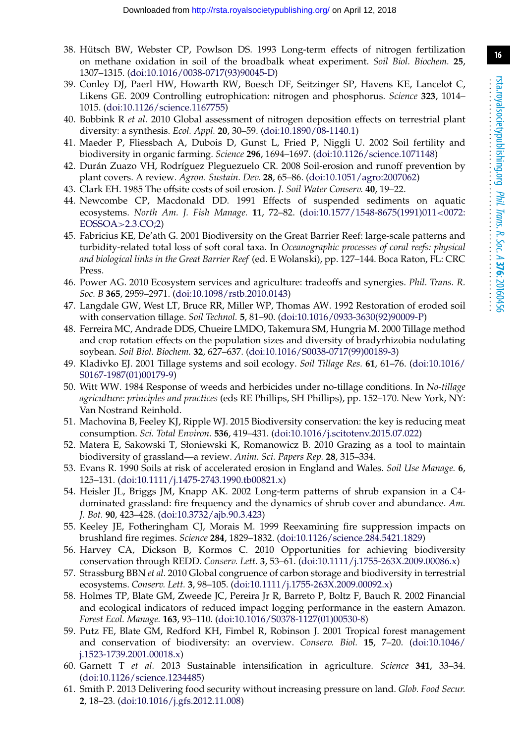38. Hütsch BW, Webster CP, Powlson DS. 1993 Long-term effects of nitrogen fertilization on methane oxidation in soil of the broadbalk wheat experiment. *Soil Biol. Biochem.* **25**, 1307–1315. (doi:10.1016/0038-0717(93)90045-D)
39. Conley DJ, Paerl HW, Howarth RW, Boesch DF, Seitzinger SP, Havens KE, Lancelot C, Likens GE. 2009 Controlling eutrophication: nitrogen and phosphorus. *Science* **323**, 1014–1015. (doi:10.1126/science.1167755)
40. Bobbink R *et al.* 2010 Global assessment of nitrogen deposition effects on terrestrial plant diversity: a synthesis. *Ecol. Appl.* **20**, 30–59. (doi:10.1890/08-1140.1)
41. Maeder P, Fliessbach A, Dubois D, Gunst L, Fried P, Niggli U. 2002 Soil fertility and biodiversity in organic farming. *Science* **296**, 1694–1697. (doi:10.1126/science.1071148)
42. Durán Zuazo VH, Rodríguez Pleguezuelo CR. 2008 Soil-erosion and runoff prevention by plant covers. A review. *Agron. Sustain. Dev.* **28**, 65–86. (doi:10.1051/agro:2007062)
43. Clark EH. 1985 The offsite costs of soil erosion. *J. Soil Water Conserv.* **40**, 19–22.
44. Newcombe CP, Macdonald DD. 1991 Effects of suspended sediments on aquatic ecosystems. *North Am. J. Fish Manage.* **11**, 72–82. (doi:10.1577/1548-8675(1991)011<0072:EOSSOA>2.3.CO;2)
45. Fabricius KE, De'ath G. 2001 Biodiversity on the Great Barrier Reef: large-scale patterns and turbidity-related total loss of soft coral taxa. In *Oceanographic processes of coral reefs: physical and biological links in the Great Barrier Reef* (ed. E Wolanski), pp. 127–144. Boca Raton, FL: CRC Press.
46. Power AG. 2010 Ecosystem services and agriculture: tradeoffs and synergies. *Phil. Trans. R. Soc. B* **365**, 2959–2971. (doi:10.1098/rstb.2010.0143)
47. Langdale GW, West LT, Bruce RR, Miller WP, Thomas AW. 1992 Restoration of eroded soil with conservation tillage. *Soil Technol.* **5**, 81–90. (doi:10.1016/0933-3630(92)90009-P)
48. Ferreira MC, Andrade DDS, Chueire LMDO, Takemura SM, Hungria M. 2000 Tillage method and crop rotation effects on the population sizes and diversity of bradyrhizobia nodulating soybean. *Soil Biol. Biochem.* **32**, 627–637. (doi:10.1016/S0038-0717(99)00189-3)
49. Kladivko EJ. 2001 Tillage systems and soil ecology. *Soil Tillage Res.* **61**, 61–76. (doi:10.1016/S0167-1987(01)00179-9)
50. Witt WW. 1984 Response of weeds and herbicides under no-tillage conditions. In *No-tillage agriculture: principles and practices* (eds RE Phillips, SH Phillips), pp. 152–170. New York, NY: Van Nostrand Reinhold.
51. Machovina B, Feeley KJ, Ripple WJ. 2015 Biodiversity conservation: the key is reducing meat consumption. *Sci. Total Environ.* **536**, 419–431. (doi:10.1016/j.scitotenv.2015.07.022)
52. Matera E, Sakowski T, Słoniewski K, Romanowicz B. 2010 Grazing as a tool to maintain biodiversity of grassland—a review. *Anim. Sci. Papers Rep.* **28**, 315–334.
53. Evans R. 1990 Soils at risk of accelerated erosion in England and Wales. *Soil Use Manage.* **6**, 125–131. (doi:10.1111/j.1475-2743.1990.tb00821.x)
54. Heisler JL, Briggs JM, Knapp AK. 2002 Long-term patterns of shrub expansion in a C4-dominated grassland: fire frequency and the dynamics of shrub cover and abundance. *Am. J. Bot.* **90**, 423–428. (doi:10.3732/ajb.90.3.423)
55. Keeley JE, Fotheringham CJ, Morais M. 1999 Reexamining fire suppression impacts on brushland fire regimes. *Science* **284**, 1829–1832. (doi:10.1126/science.284.5421.1829)
56. Harvey CA, Dickson B, Kormos C. 2010 Opportunities for achieving biodiversity conservation through REDD. *Conserv. Lett.* **3**, 53–61. (doi:10.1111/j.1755-263X.2009.00086.x)
57. Strassburg BBN *et al.* 2010 Global congruence of carbon storage and biodiversity in terrestrial ecosystems. *Conserv. Lett.* **3**, 98–105. (doi:10.1111/j.1755-263X.2009.00092.x)
58. Holmes TP, Blate GM, Zweede JC, Pereira Jr R, Barreto P, Boltz F, Bauch R. 2002 Financial and ecological indicators of reduced impact logging performance in the eastern Amazon. *Forest Ecol. Manage.* **163**, 93–110. (doi:10.1016/S0378-1127(01)00530-8)
59. Putz FE, Blate GM, Redford KH, Fimbel R, Robinson J. 2001 Tropical forest management and conservation of biodiversity: an overview. *Conserv. Biol.* **15**, 7–20. (doi:10.1046/j.1523-1739.2001.00018.x)
60. Garnett T *et al.* 2013 Sustainable intensification in agriculture. *Science* **341**, 33–34. (doi:10.1126/science.1234485)
61. Smith P. 2013 Delivering food security without increasing pressure on land. *Glob. Food Secur.* **2**, 18–23. (doi:10.1016/j.gfs.2012.11.008)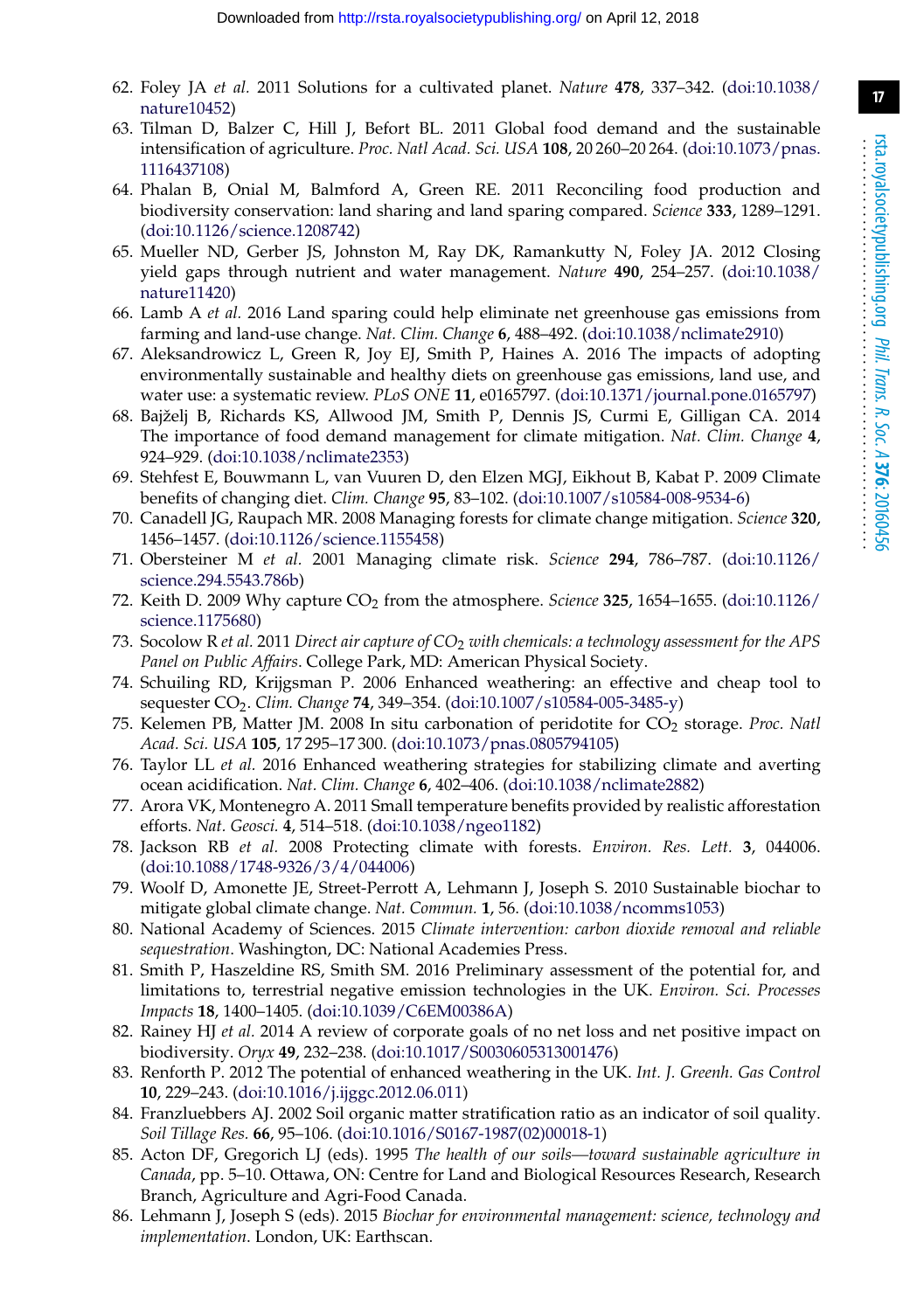62. Foley JA *et al.* 2011 Solutions for a cultivated planet. *Nature* **478**, 337–342. (doi:10.1038/nature10452)
63. Tilman D, Balzer C, Hill J, Befort BL. 2011 Global food demand and the sustainable intensification of agriculture. *Proc. Natl Acad. Sci. USA* **108**, 20 260–20 264. (doi:10.1073/pnas.1116437108)
64. Phalan B, Onial M, Balmford A, Green RE. 2011 Reconciling food production and biodiversity conservation: land sharing and land sparing compared. *Science* **333**, 1289–1291. (doi:10.1126/science.1208742)
65. Mueller ND, Gerber JS, Johnston M, Ray DK, Ramankutty N, Foley JA. 2012 Closing yield gaps through nutrient and water management. *Nature* **490**, 254–257. (doi:10.1038/nature11420)
66. Lamb A *et al.* 2016 Land sparing could help eliminate net greenhouse gas emissions from farming and land-use change. *Nat. Clim. Change* **6**, 488–492. (doi:10.1038/nclimate2910)
67. Aleksandrowicz L, Green R, Joy EJ, Smith P, Haines A. 2016 The impacts of adopting environmentally sustainable and healthy diets on greenhouse gas emissions, land use, and water use: a systematic review. *PLoS ONE* **11**, e0165797. (doi:10.1371/journal.pone.0165797)
68. Bajželj B, Richards KS, Allwood JM, Smith P, Dennis JS, Curmi E, Gilligan CA. 2014 The importance of food demand management for climate mitigation. *Nat. Clim. Change* **4**, 924–929. (doi:10.1038/nclimate2353)
69. Stehfest E, Bouwmann L, van Vuuren D, den Elzen MGJ, Eikhout B, Kabat P. 2009 Climate benefits of changing diet. *Clim. Change* **95**, 83–102. (doi:10.1007/s10584-008-9534-6)
70. Canadell JG, Raupach MR. 2008 Managing forests for climate change mitigation. *Science* **320**, 1456–1457. (doi:10.1126/science.1155458)
71. Obersteiner M *et al.* 2001 Managing climate risk. *Science* **294**, 786–787. (doi:10.1126/science.294.5543.786b)
72. Keith D. 2009 Why capture $CO_2$ from the atmosphere. *Science* **325**, 1654–1655. (doi:10.1126/science.1175680)
73. Socolow R *et al.* 2011 *Direct air capture of $CO_2$ with chemicals: a technology assessment for the APS Panel on Public Affairs*. College Park, MD: American Physical Society.
74. Schuiling RD, Krijgsman P. 2006 Enhanced weathering: an effective and cheap tool to sequester $CO_2$. *Clim. Change* **74**, 349–354. (doi:10.1007/s10584-005-3485-y)
75. Kelemen PB, Matter JM. 2008 In situ carbonation of peridotite for $CO_2$ storage. *Proc. Natl Acad. Sci. USA* **105**, 17 295–17 300. (doi:10.1073/pnas.0805794105)
76. Taylor LL *et al.* 2016 Enhanced weathering strategies for stabilizing climate and averting ocean acidification. *Nat. Clim. Change* **6**, 402–406. (doi:10.1038/nclimate2882)
77. Arora VK, Montenegro A. 2011 Small temperature benefits provided by realistic afforestation efforts. *Nat. Geosci.* **4**, 514–518. (doi:10.1038/ngeo1182)
78. Jackson RB *et al.* 2008 Protecting climate with forests. *Environ. Res. Lett.* **3**, 044006. (doi:10.1088/1748-9326/3/4/044006)
79. Woolf D, Amonette JE, Street-Perrott A, Lehmann J, Joseph S. 2010 Sustainable biochar to mitigate global climate change. *Nat. Commun.* **1**, 56. (doi:10.1038/ncomms1053)
80. National Academy of Sciences. 2015 *Climate intervention: carbon dioxide removal and reliable sequestration*. Washington, DC: National Academies Press.
81. Smith P, Haszeldine RS, Smith SM. 2016 Preliminary assessment of the potential for, and limitations to, terrestrial negative emission technologies in the UK. *Environ. Sci. Processes Impacts* **18**, 1400–1405. (doi:10.1039/C6EM00386A)
82. Rainey HJ *et al.* 2014 A review of corporate goals of no net loss and net positive impact on biodiversity. *Oryx* **49**, 232–238. (doi:10.1017/S0030605313001476)
83. Renforth P. 2012 The potential of enhanced weathering in the UK. *Int. J. Greenh. Gas Control* **10**, 229–243. (doi:10.1016/j.ijggc.2012.06.011)
84. Franzluebbers AJ. 2002 Soil organic matter stratification ratio as an indicator of soil quality. *Soil Tillage Res.* **66**, 95–106. (doi:10.1016/S0167-1987(02)00018-1)
85. Acton DF, Gregorich LJ (eds). 1995 *The health of our soils—toward sustainable agriculture in Canada*, pp. 5–10. Ottawa, ON: Centre for Land and Biological Resources Research, Research Branch, Agriculture and Agri-Food Canada.
86. Lehmann J, Joseph S (eds). 2015 *Biochar for environmental management: science, technology and implementation*. London, UK: Earthscan.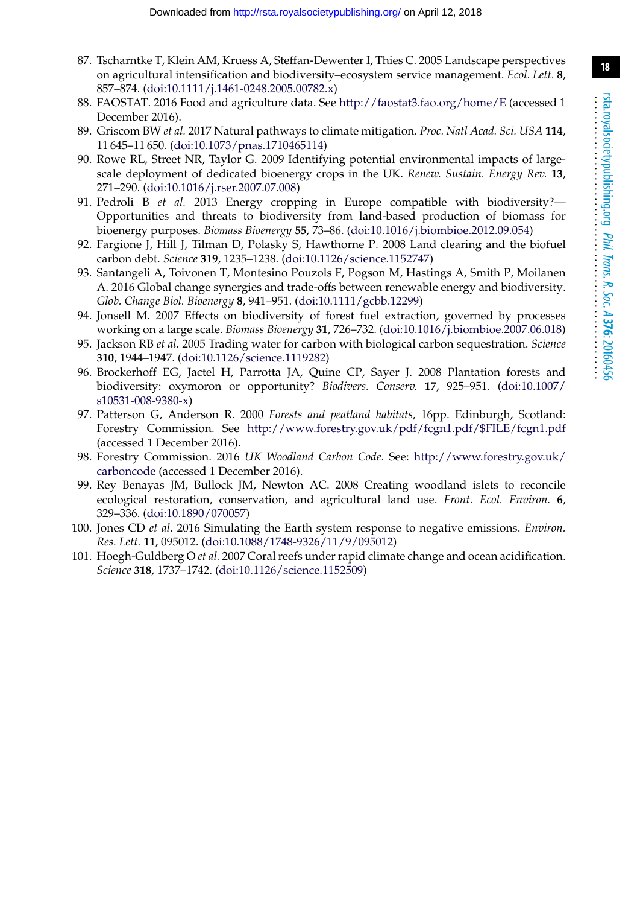87. Tscharntke T, Klein AM, Kruess A, Steffan-Dewenter I, Thies C. 2005 Landscape perspectives on agricultural intensification and biodiversity–ecosystem service management. *Ecol. Lett.* **8**, 857–874. (doi:10.1111/j.1461-0248.2005.00782.x)
88. FAOSTAT. 2016 Food and agriculture data. See http://faostat3.fao.org/home/E (accessed 1 December 2016).
89. Griscom BW *et al.* 2017 Natural pathways to climate mitigation. *Proc. Natl Acad. Sci. USA* **114**, 11 645–11 650. (doi:10.1073/pnas.1710465114)
90. Rowe RL, Street NR, Taylor G. 2009 Identifying potential environmental impacts of large-scale deployment of dedicated bioenergy crops in the UK. *Renew. Sustain. Energy Rev.* **13**, 271–290. (doi:10.1016/j.rser.2007.07.008)
91. Pedroli B *et al.* 2013 Energy cropping in Europe compatible with biodiversity?— Opportunities and threats to biodiversity from land-based production of biomass for bioenergy purposes. *Biomass Bioenergy* **55**, 73–86. (doi:10.1016/j.biombioe.2012.09.054)
92. Fargione J, Hill J, Tilman D, Polasky S, Hawthorne P. 2008 Land clearing and the biofuel carbon debt. *Science* **319**, 1235–1238. (doi:10.1126/science.1152747)
93. Santangeli A, Toivonen T, Montesino Pouzols F, Pogson M, Hastings A, Smith P, Moilanen A. 2016 Global change synergies and trade-offs between renewable energy and biodiversity. *Glob. Change Biol. Bioenergy* **8**, 941–951. (doi:10.1111/gcbb.12299)
94. Jonsell M. 2007 Effects on biodiversity of forest fuel extraction, governed by processes working on a large scale. *Biomass Bioenergy* **31**, 726–732. (doi:10.1016/j.biombioe.2007.06.018)
95. Jackson RB *et al.* 2005 Trading water for carbon with biological carbon sequestration. *Science* **310**, 1944–1947. (doi:10.1126/science.1119282)
96. Brockerhoff EG, Jactel H, Parrotta JA, Quine CP, Sayer J. 2008 Plantation forests and biodiversity: oxymoron or opportunity? *Biodivers. Conserv.* **17**, 925–951. (doi:10.1007/s10531-008-9380-x)
97. Patterson G, Anderson R. 2000 *Forests and peatland habitats*, 16pp. Edinburgh, Scotland: Forestry Commission. See http://www.forestry.gov.uk/pdf/fcgn1.pdf/$FILE/fcgn1.pdf (accessed 1 December 2016).
98. Forestry Commission. 2016 *UK Woodland Carbon Code*. See: http://www.forestry.gov.uk/carboncode (accessed 1 December 2016).
99. Rey Benayas JM, Bullock JM, Newton AC. 2008 Creating woodland islets to reconcile ecological restoration, conservation, and agricultural land use. *Front. Ecol. Environ.* **6**, 329–336. (doi:10.1890/070057)
100. Jones CD *et al*. 2016 Simulating the Earth system response to negative emissions. *Environ. Res. Lett.* **11**, 095012. (doi:10.1088/1748-9326/11/9/095012)
101. Hoegh-Guldberg O *et al.* 2007 Coral reefs under rapid climate change and ocean acidification. *Science* **318**, 1737–1742. (doi:10.1126/science.1152509)